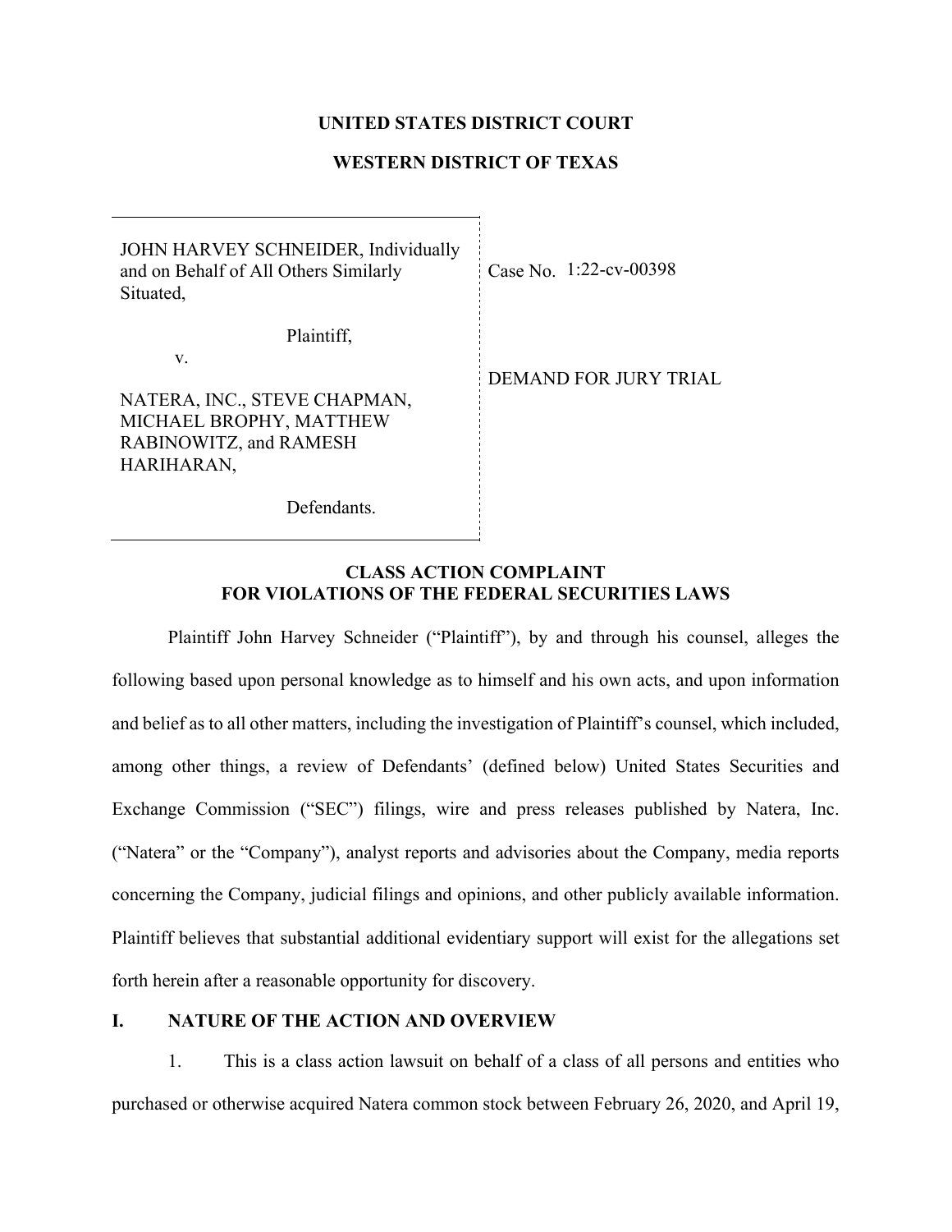**UNITED STATES DISTRICT COURT**

**WESTERN DISTRICT OF TEXAS**

| | |
|---|---|
| JOHN HARVEY SCHNEIDER, Individually and on Behalf of All Others Similarly Situated,<br><br>Plaintiff,<br><br>v.<br><br>NATERA, INC., STEVE CHAPMAN, MICHAEL BROPHY, MATTHEW RABINOWITZ, and RAMESH HARIHARAN,<br><br>Defendants. | Case No. 1:22-cv-00398<br><br>DEMAND FOR JURY TRIAL |

**CLASS ACTION COMPLAINT**
**FOR VIOLATIONS OF THE FEDERAL SECURITIES LAWS**

Plaintiff John Harvey Schneider ("Plaintiff"), by and through his counsel, alleges the following based upon personal knowledge as to himself and his own acts, and upon information and belief as to all other matters, including the investigation of Plaintiff's counsel, which included, among other things, a review of Defendants' (defined below) United States Securities and Exchange Commission ("SEC") filings, wire and press releases published by Natera, Inc. ("Natera" or the "Company"), analyst reports and advisories about the Company, media reports concerning the Company, judicial filings and opinions, and other publicly available information. Plaintiff believes that substantial additional evidentiary support will exist for the allegations set forth herein after a reasonable opportunity for discovery.

## I. NATURE OF THE ACTION AND OVERVIEW

1. This is a class action lawsuit on behalf of a class of all persons and entities who purchased or otherwise acquired Natera common stock between February 26, 2020, and April 19,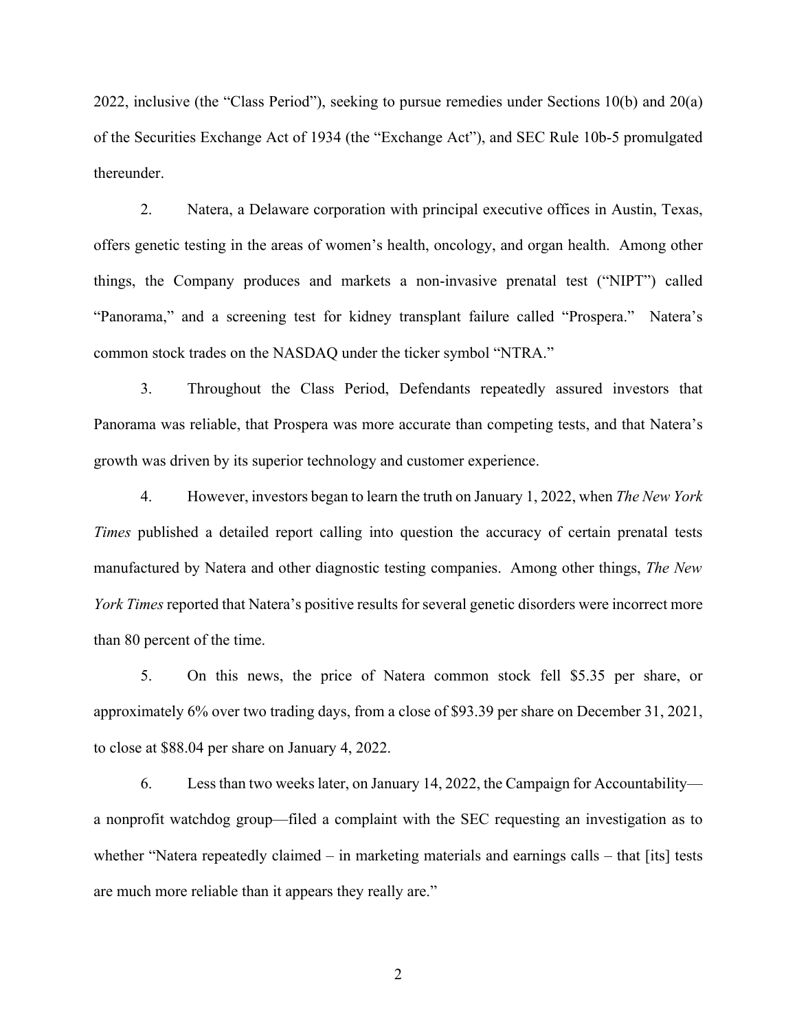2022, inclusive (the "Class Period"), seeking to pursue remedies under Sections 10(b) and 20(a) of the Securities Exchange Act of 1934 (the "Exchange Act"), and SEC Rule 10b-5 promulgated thereunder.

2. Natera, a Delaware corporation with principal executive offices in Austin, Texas, offers genetic testing in the areas of women's health, oncology, and organ health. Among other things, the Company produces and markets a non-invasive prenatal test ("NIPT") called "Panorama," and a screening test for kidney transplant failure called "Prospera." Natera's common stock trades on the NASDAQ under the ticker symbol "NTRA."

3. Throughout the Class Period, Defendants repeatedly assured investors that Panorama was reliable, that Prospera was more accurate than competing tests, and that Natera's growth was driven by its superior technology and customer experience.

4. However, investors began to learn the truth on January 1, 2022, when *The New York Times* published a detailed report calling into question the accuracy of certain prenatal tests manufactured by Natera and other diagnostic testing companies. Among other things, *The New York Times* reported that Natera's positive results for several genetic disorders were incorrect more than 80 percent of the time.

5. On this news, the price of Natera common stock fell $5.35 per share, or approximately 6% over two trading days, from a close of $93.39 per share on December 31, 2021, to close at $88.04 per share on January 4, 2022.

6. Less than two weeks later, on January 14, 2022, the Campaign for Accountability—a nonprofit watchdog group—filed a complaint with the SEC requesting an investigation as to whether "Natera repeatedly claimed – in marketing materials and earnings calls – that [its] tests are much more reliable than it appears they really are."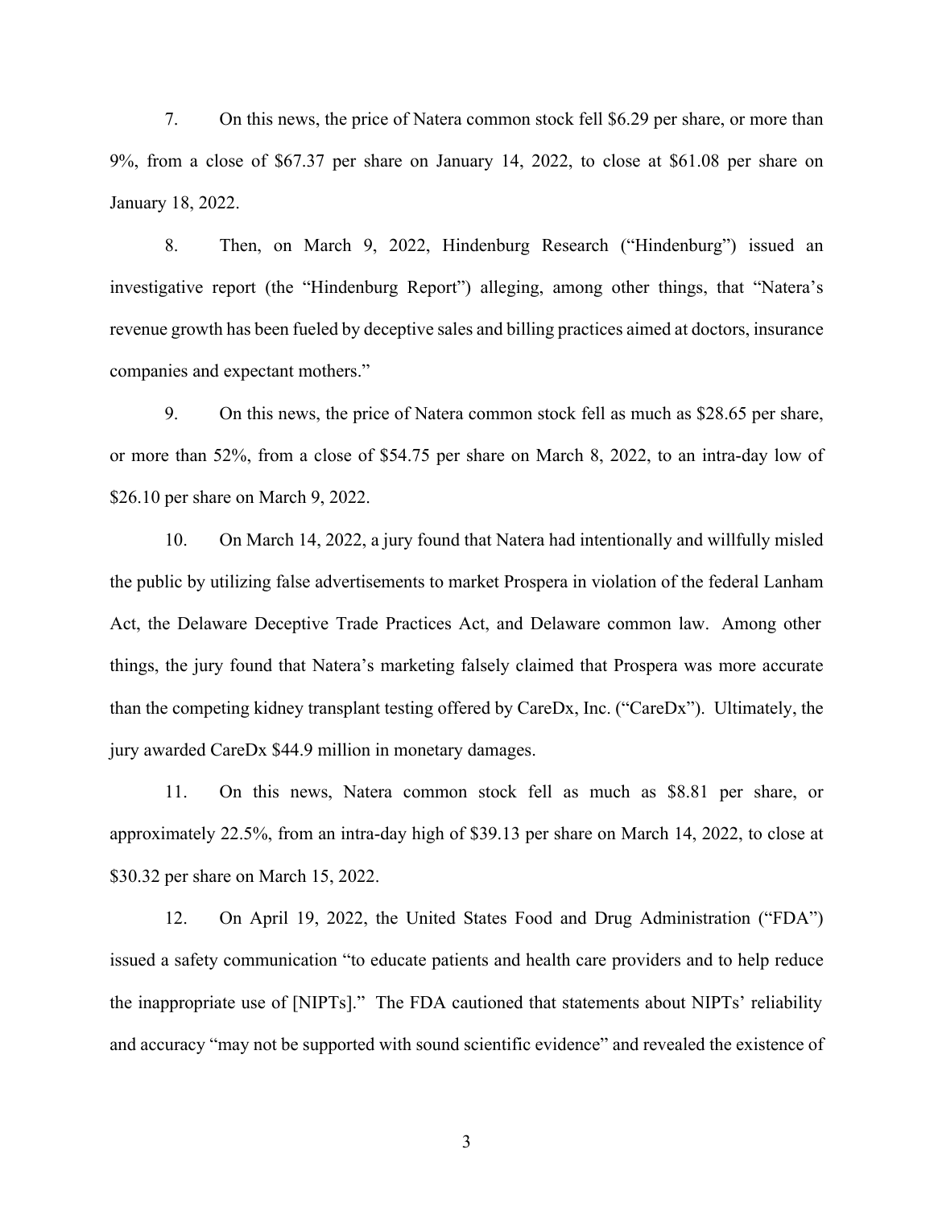7. On this news, the price of Natera common stock fell $6.29 per share, or more than 9%, from a close of $67.37 per share on January 14, 2022, to close at $61.08 per share on January 18, 2022.

8. Then, on March 9, 2022, Hindenburg Research ("Hindenburg") issued an investigative report (the "Hindenburg Report") alleging, among other things, that "Natera's revenue growth has been fueled by deceptive sales and billing practices aimed at doctors, insurance companies and expectant mothers."

9. On this news, the price of Natera common stock fell as much as $28.65 per share, or more than 52%, from a close of $54.75 per share on March 8, 2022, to an intra-day low of $26.10 per share on March 9, 2022.

10. On March 14, 2022, a jury found that Natera had intentionally and willfully misled the public by utilizing false advertisements to market Prospera in violation of the federal Lanham Act, the Delaware Deceptive Trade Practices Act, and Delaware common law. Among other things, the jury found that Natera's marketing falsely claimed that Prospera was more accurate than the competing kidney transplant testing offered by CareDx, Inc. ("CareDx"). Ultimately, the jury awarded CareDx $44.9 million in monetary damages.

11. On this news, Natera common stock fell as much as $8.81 per share, or approximately 22.5%, from an intra-day high of $39.13 per share on March 14, 2022, to close at $30.32 per share on March 15, 2022.

12. On April 19, 2022, the United States Food and Drug Administration ("FDA") issued a safety communication "to educate patients and health care providers and to help reduce the inappropriate use of [NIPTs]." The FDA cautioned that statements about NIPTs' reliability and accuracy "may not be supported with sound scientific evidence" and revealed the existence of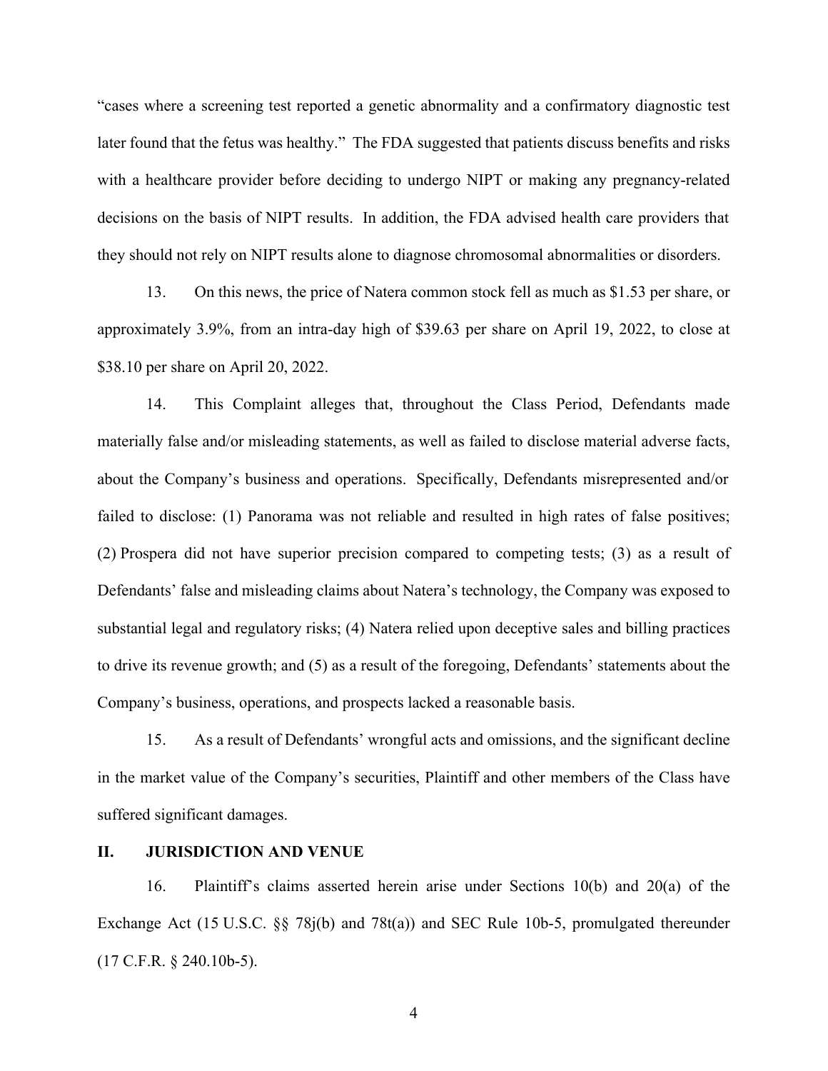"cases where a screening test reported a genetic abnormality and a confirmatory diagnostic test later found that the fetus was healthy." The FDA suggested that patients discuss benefits and risks with a healthcare provider before deciding to undergo NIPT or making any pregnancy-related decisions on the basis of NIPT results. In addition, the FDA advised health care providers that they should not rely on NIPT results alone to diagnose chromosomal abnormalities or disorders.

13. On this news, the price of Natera common stock fell as much as $1.53 per share, or approximately 3.9%, from an intra-day high of $39.63 per share on April 19, 2022, to close at $38.10 per share on April 20, 2022.

14. This Complaint alleges that, throughout the Class Period, Defendants made materially false and/or misleading statements, as well as failed to disclose material adverse facts, about the Company's business and operations. Specifically, Defendants misrepresented and/or failed to disclose: (1) Panorama was not reliable and resulted in high rates of false positives; (2) Prospera did not have superior precision compared to competing tests; (3) as a result of Defendants' false and misleading claims about Natera's technology, the Company was exposed to substantial legal and regulatory risks; (4) Natera relied upon deceptive sales and billing practices to drive its revenue growth; and (5) as a result of the foregoing, Defendants' statements about the Company's business, operations, and prospects lacked a reasonable basis.

15. As a result of Defendants' wrongful acts and omissions, and the significant decline in the market value of the Company's securities, Plaintiff and other members of the Class have suffered significant damages.

## II. JURISDICTION AND VENUE

16. Plaintiff's claims asserted herein arise under Sections 10(b) and 20(a) of the Exchange Act (15 U.S.C. §§ 78j(b) and 78t(a)) and SEC Rule 10b-5, promulgated thereunder (17 C.F.R. § 240.10b-5).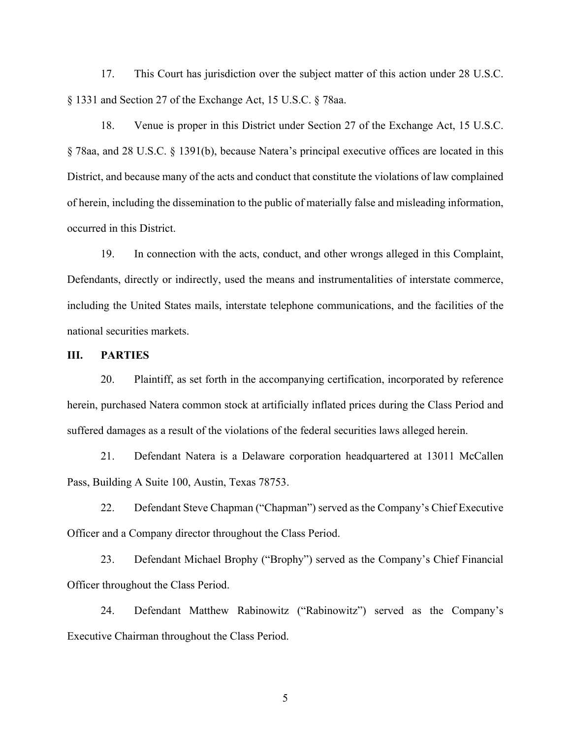17. This Court has jurisdiction over the subject matter of this action under 28 U.S.C. § 1331 and Section 27 of the Exchange Act, 15 U.S.C. § 78aa.

18. Venue is proper in this District under Section 27 of the Exchange Act, 15 U.S.C. § 78aa, and 28 U.S.C. § 1391(b), because Natera's principal executive offices are located in this District, and because many of the acts and conduct that constitute the violations of law complained of herein, including the dissemination to the public of materially false and misleading information, occurred in this District.

19. In connection with the acts, conduct, and other wrongs alleged in this Complaint, Defendants, directly or indirectly, used the means and instrumentalities of interstate commerce, including the United States mails, interstate telephone communications, and the facilities of the national securities markets.

## III. PARTIES

20. Plaintiff, as set forth in the accompanying certification, incorporated by reference herein, purchased Natera common stock at artificially inflated prices during the Class Period and suffered damages as a result of the violations of the federal securities laws alleged herein.

21. Defendant Natera is a Delaware corporation headquartered at 13011 McCallen Pass, Building A Suite 100, Austin, Texas 78753.

22. Defendant Steve Chapman ("Chapman") served as the Company's Chief Executive Officer and a Company director throughout the Class Period.

23. Defendant Michael Brophy ("Brophy") served as the Company's Chief Financial Officer throughout the Class Period.

24. Defendant Matthew Rabinowitz ("Rabinowitz") served as the Company's Executive Chairman throughout the Class Period.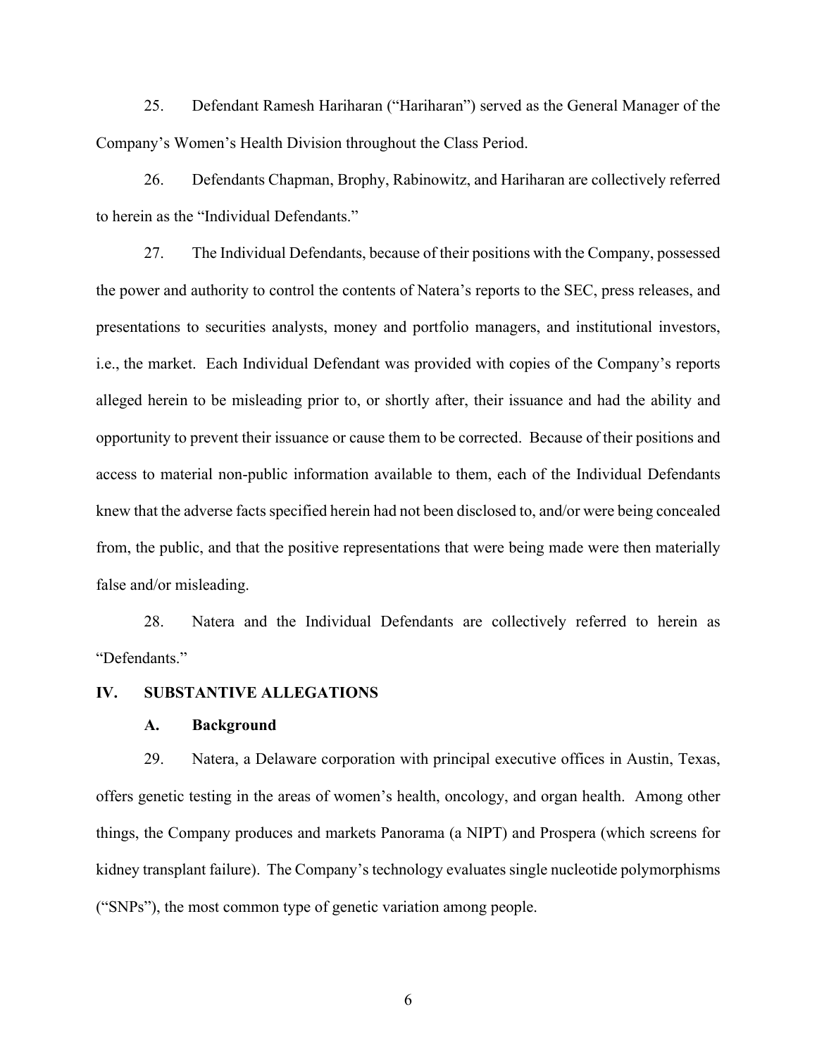25. Defendant Ramesh Hariharan ("Hariharan") served as the General Manager of the Company's Women's Health Division throughout the Class Period.

26. Defendants Chapman, Brophy, Rabinowitz, and Hariharan are collectively referred to herein as the "Individual Defendants."

27. The Individual Defendants, because of their positions with the Company, possessed the power and authority to control the contents of Natera's reports to the SEC, press releases, and presentations to securities analysts, money and portfolio managers, and institutional investors, i.e., the market. Each Individual Defendant was provided with copies of the Company's reports alleged herein to be misleading prior to, or shortly after, their issuance and had the ability and opportunity to prevent their issuance or cause them to be corrected. Because of their positions and access to material non-public information available to them, each of the Individual Defendants knew that the adverse facts specified herein had not been disclosed to, and/or were being concealed from, the public, and that the positive representations that were being made were then materially false and/or misleading.

28. Natera and the Individual Defendants are collectively referred to herein as "Defendants."

## IV. SUBSTANTIVE ALLEGATIONS

### A. Background

29. Natera, a Delaware corporation with principal executive offices in Austin, Texas, offers genetic testing in the areas of women's health, oncology, and organ health. Among other things, the Company produces and markets Panorama (a NIPT) and Prospera (which screens for kidney transplant failure). The Company's technology evaluates single nucleotide polymorphisms ("SNPs"), the most common type of genetic variation among people.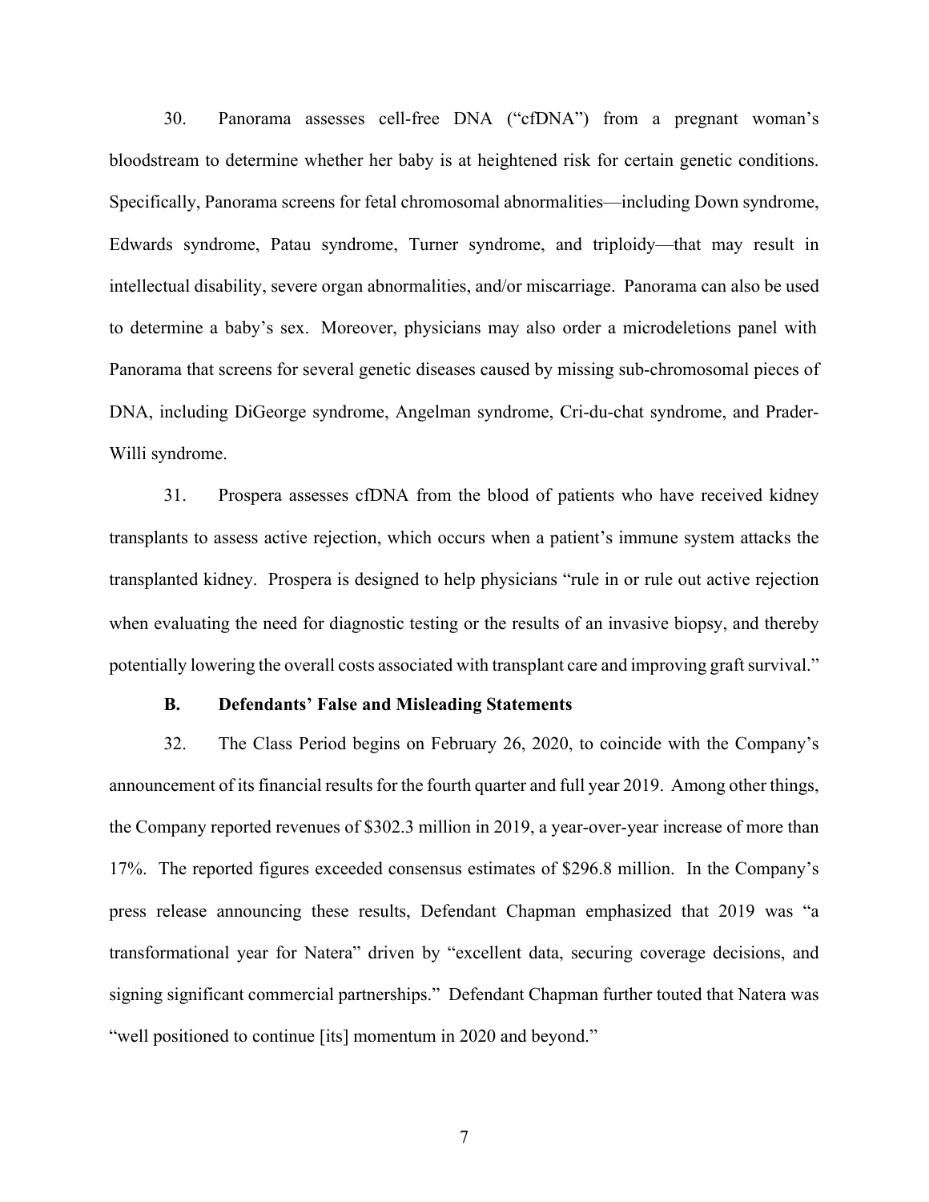30. Panorama assesses cell-free DNA ("cfDNA") from a pregnant woman's bloodstream to determine whether her baby is at heightened risk for certain genetic conditions. Specifically, Panorama screens for fetal chromosomal abnormalities—including Down syndrome, Edwards syndrome, Patau syndrome, Turner syndrome, and triploidy—that may result in intellectual disability, severe organ abnormalities, and/or miscarriage. Panorama can also be used to determine a baby's sex. Moreover, physicians may also order a microdeletions panel with Panorama that screens for several genetic diseases caused by missing sub-chromosomal pieces of DNA, including DiGeorge syndrome, Angelman syndrome, Cri-du-chat syndrome, and Prader-Willi syndrome.

31. Prospera assesses cfDNA from the blood of patients who have received kidney transplants to assess active rejection, which occurs when a patient's immune system attacks the transplanted kidney. Prospera is designed to help physicians "rule in or rule out active rejection when evaluating the need for diagnostic testing or the results of an invasive biopsy, and thereby potentially lowering the overall costs associated with transplant care and improving graft survival."

### B. Defendants' False and Misleading Statements

32. The Class Period begins on February 26, 2020, to coincide with the Company's announcement of its financial results for the fourth quarter and full year 2019. Among other things, the Company reported revenues of $302.3 million in 2019, a year-over-year increase of more than 17%. The reported figures exceeded consensus estimates of $296.8 million. In the Company's press release announcing these results, Defendant Chapman emphasized that 2019 was "a transformational year for Natera" driven by "excellent data, securing coverage decisions, and signing significant commercial partnerships." Defendant Chapman further touted that Natera was "well positioned to continue [its] momentum in 2020 and beyond."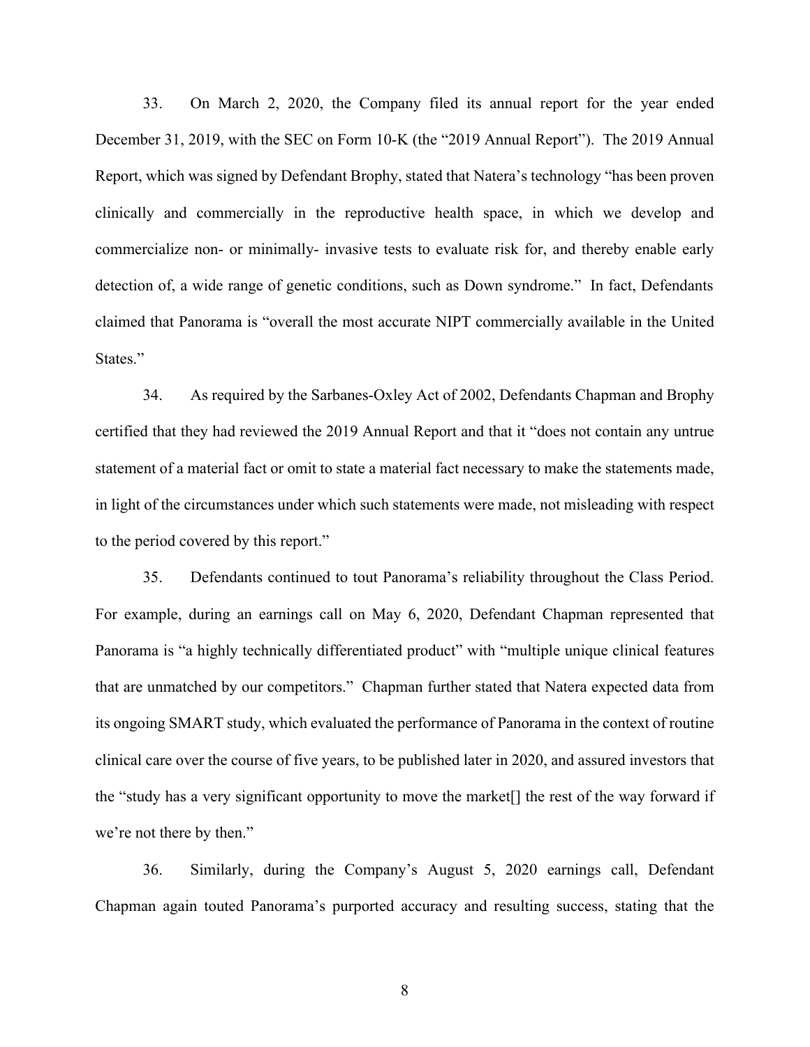33. On March 2, 2020, the Company filed its annual report for the year ended December 31, 2019, with the SEC on Form 10-K (the "2019 Annual Report"). The 2019 Annual Report, which was signed by Defendant Brophy, stated that Natera's technology "has been proven clinically and commercially in the reproductive health space, in which we develop and commercialize non- or minimally- invasive tests to evaluate risk for, and thereby enable early detection of, a wide range of genetic conditions, such as Down syndrome." In fact, Defendants claimed that Panorama is "overall the most accurate NIPT commercially available in the United States."

34. As required by the Sarbanes-Oxley Act of 2002, Defendants Chapman and Brophy certified that they had reviewed the 2019 Annual Report and that it "does not contain any untrue statement of a material fact or omit to state a material fact necessary to make the statements made, in light of the circumstances under which such statements were made, not misleading with respect to the period covered by this report."

35. Defendants continued to tout Panorama's reliability throughout the Class Period. For example, during an earnings call on May 6, 2020, Defendant Chapman represented that Panorama is "a highly technically differentiated product" with "multiple unique clinical features that are unmatched by our competitors." Chapman further stated that Natera expected data from its ongoing SMART study, which evaluated the performance of Panorama in the context of routine clinical care over the course of five years, to be published later in 2020, and assured investors that the "study has a very significant opportunity to move the market[] the rest of the way forward if we're not there by then."

36. Similarly, during the Company's August 5, 2020 earnings call, Defendant Chapman again touted Panorama's purported accuracy and resulting success, stating that the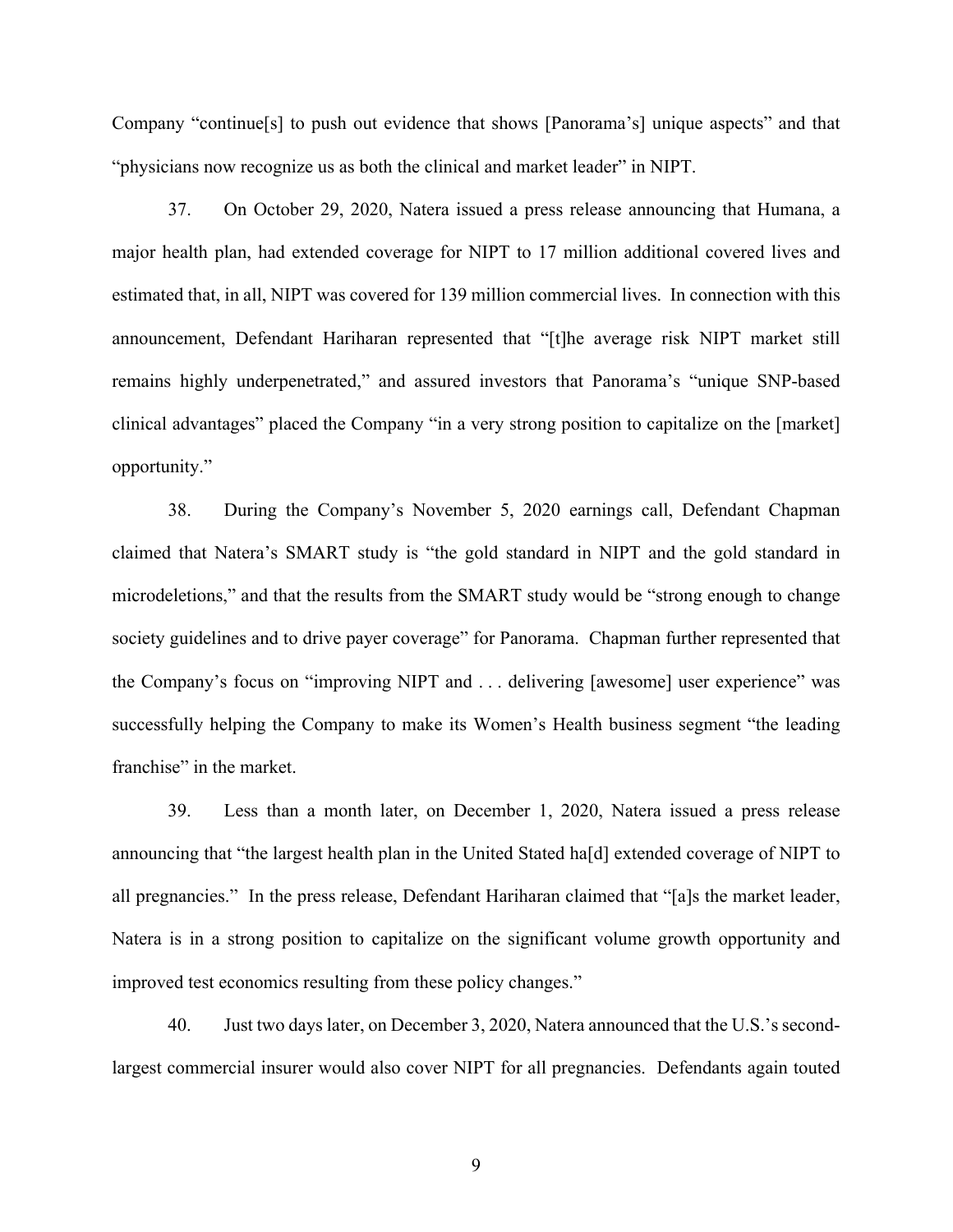Company "continue[s] to push out evidence that shows [Panorama's] unique aspects" and that "physicians now recognize us as both the clinical and market leader" in NIPT.

37. On October 29, 2020, Natera issued a press release announcing that Humana, a major health plan, had extended coverage for NIPT to 17 million additional covered lives and estimated that, in all, NIPT was covered for 139 million commercial lives. In connection with this announcement, Defendant Hariharan represented that "[t]he average risk NIPT market still remains highly underpenetrated," and assured investors that Panorama's "unique SNP-based clinical advantages" placed the Company "in a very strong position to capitalize on the [market] opportunity."

38. During the Company's November 5, 2020 earnings call, Defendant Chapman claimed that Natera's SMART study is "the gold standard in NIPT and the gold standard in microdeletions," and that the results from the SMART study would be "strong enough to change society guidelines and to drive payer coverage" for Panorama. Chapman further represented that the Company's focus on "improving NIPT and . . . delivering [awesome] user experience" was successfully helping the Company to make its Women's Health business segment "the leading franchise" in the market.

39. Less than a month later, on December 1, 2020, Natera issued a press release announcing that "the largest health plan in the United Stated ha[d] extended coverage of NIPT to all pregnancies." In the press release, Defendant Hariharan claimed that "[a]s the market leader, Natera is in a strong position to capitalize on the significant volume growth opportunity and improved test economics resulting from these policy changes."

40. Just two days later, on December 3, 2020, Natera announced that the U.S.'s second-largest commercial insurer would also cover NIPT for all pregnancies. Defendants again touted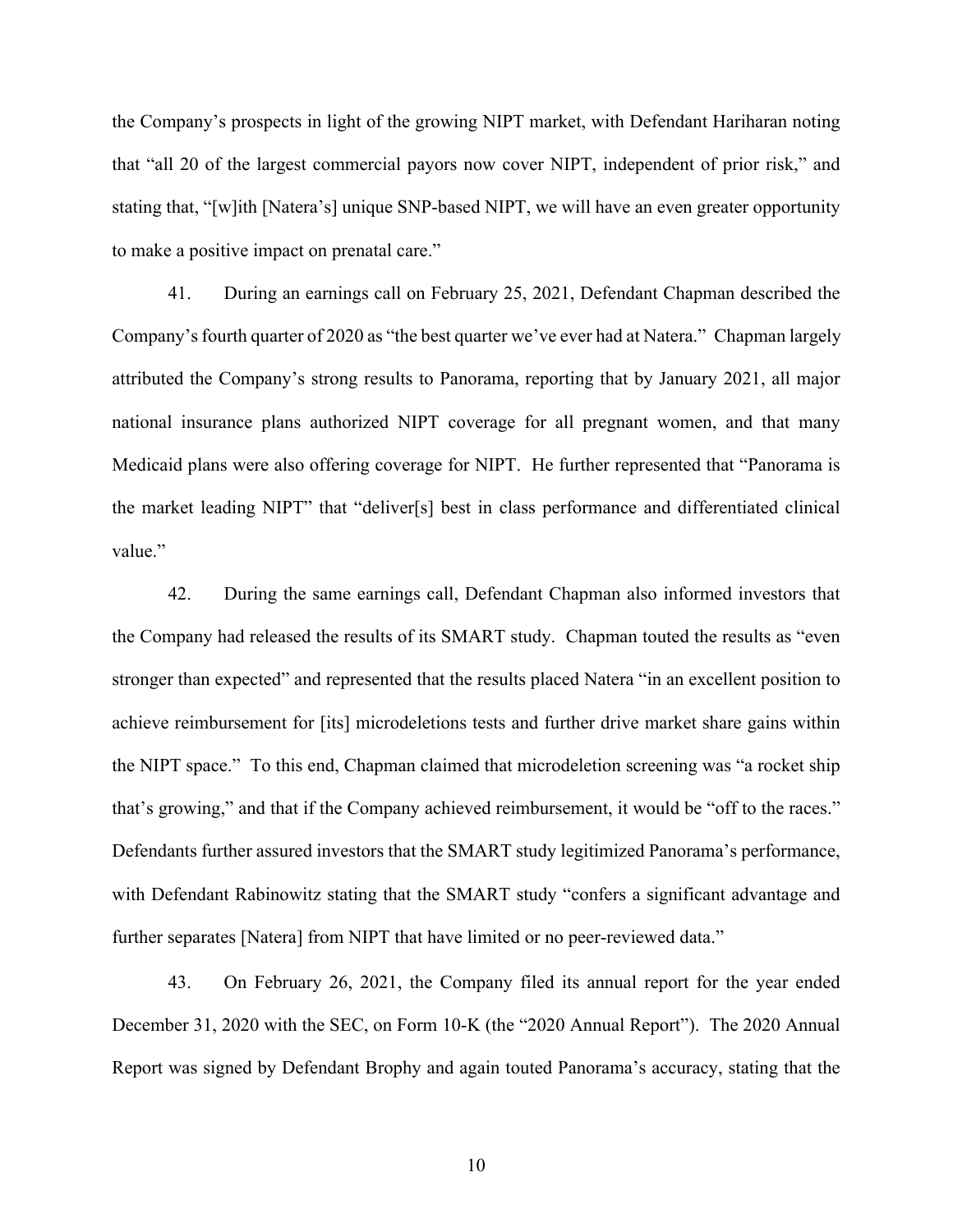the Company's prospects in light of the growing NIPT market, with Defendant Hariharan noting that "all 20 of the largest commercial payors now cover NIPT, independent of prior risk," and stating that, "[w]ith [Natera's] unique SNP-based NIPT, we will have an even greater opportunity to make a positive impact on prenatal care."

41. During an earnings call on February 25, 2021, Defendant Chapman described the Company's fourth quarter of 2020 as "the best quarter we've ever had at Natera." Chapman largely attributed the Company's strong results to Panorama, reporting that by January 2021, all major national insurance plans authorized NIPT coverage for all pregnant women, and that many Medicaid plans were also offering coverage for NIPT. He further represented that "Panorama is the market leading NIPT" that "deliver[s] best in class performance and differentiated clinical value."

42. During the same earnings call, Defendant Chapman also informed investors that the Company had released the results of its SMART study. Chapman touted the results as "even stronger than expected" and represented that the results placed Natera "in an excellent position to achieve reimbursement for [its] microdeletions tests and further drive market share gains within the NIPT space." To this end, Chapman claimed that microdeletion screening was "a rocket ship that's growing," and that if the Company achieved reimbursement, it would be "off to the races." Defendants further assured investors that the SMART study legitimized Panorama's performance, with Defendant Rabinowitz stating that the SMART study "confers a significant advantage and further separates [Natera] from NIPT that have limited or no peer-reviewed data."

43. On February 26, 2021, the Company filed its annual report for the year ended December 31, 2020 with the SEC, on Form 10-K (the "2020 Annual Report"). The 2020 Annual Report was signed by Defendant Brophy and again touted Panorama's accuracy, stating that the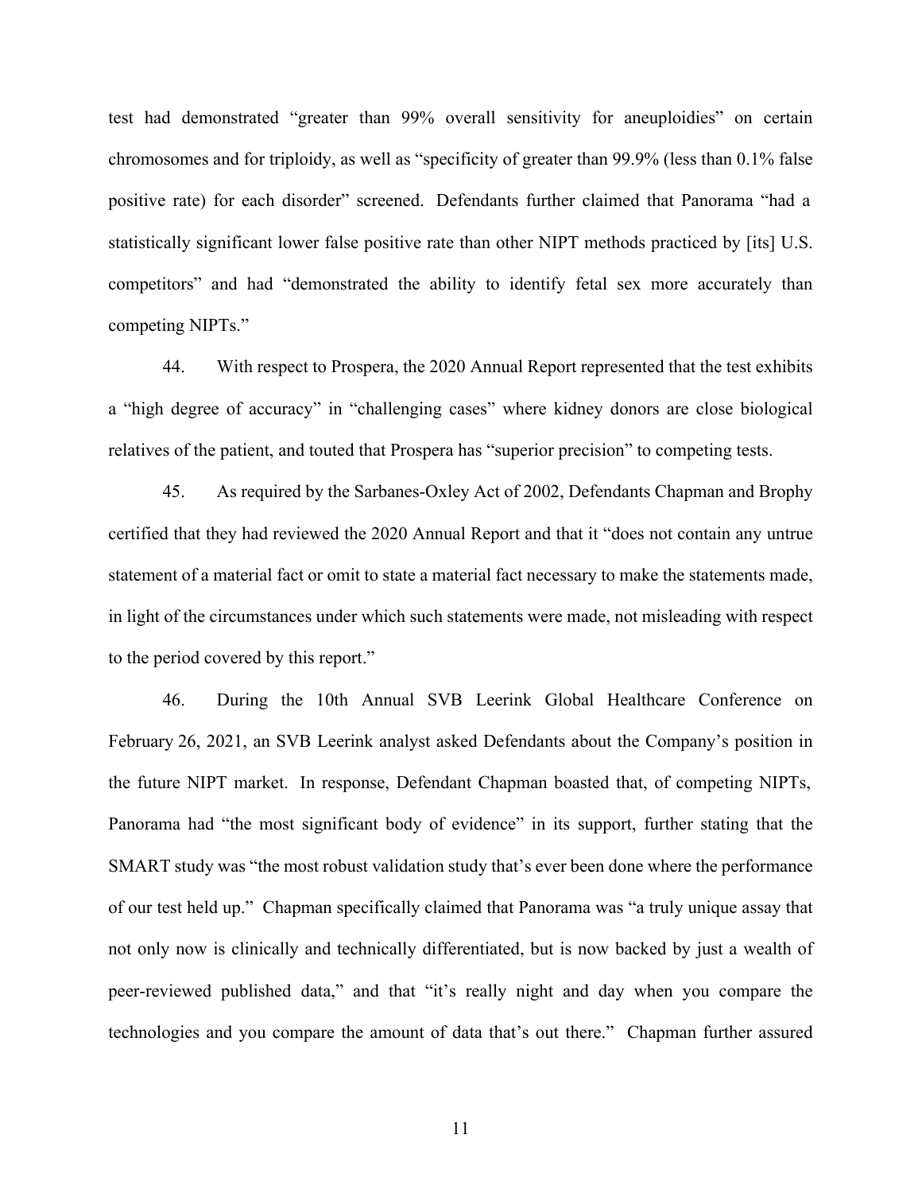test had demonstrated "greater than 99% overall sensitivity for aneuploidies" on certain chromosomes and for triploidy, as well as "specificity of greater than 99.9% (less than 0.1% false positive rate) for each disorder" screened. Defendants further claimed that Panorama "had a statistically significant lower false positive rate than other NIPT methods practiced by [its] U.S. competitors" and had "demonstrated the ability to identify fetal sex more accurately than competing NIPTs."

44. With respect to Prospera, the 2020 Annual Report represented that the test exhibits a "high degree of accuracy" in "challenging cases" where kidney donors are close biological relatives of the patient, and touted that Prospera has "superior precision" to competing tests.

45. As required by the Sarbanes-Oxley Act of 2002, Defendants Chapman and Brophy certified that they had reviewed the 2020 Annual Report and that it "does not contain any untrue statement of a material fact or omit to state a material fact necessary to make the statements made, in light of the circumstances under which such statements were made, not misleading with respect to the period covered by this report."

46. During the 10th Annual SVB Leerink Global Healthcare Conference on February 26, 2021, an SVB Leerink analyst asked Defendants about the Company's position in the future NIPT market. In response, Defendant Chapman boasted that, of competing NIPTs, Panorama had "the most significant body of evidence" in its support, further stating that the SMART study was "the most robust validation study that's ever been done where the performance of our test held up." Chapman specifically claimed that Panorama was "a truly unique assay that not only now is clinically and technically differentiated, but is now backed by just a wealth of peer-reviewed published data," and that "it's really night and day when you compare the technologies and you compare the amount of data that's out there." Chapman further assured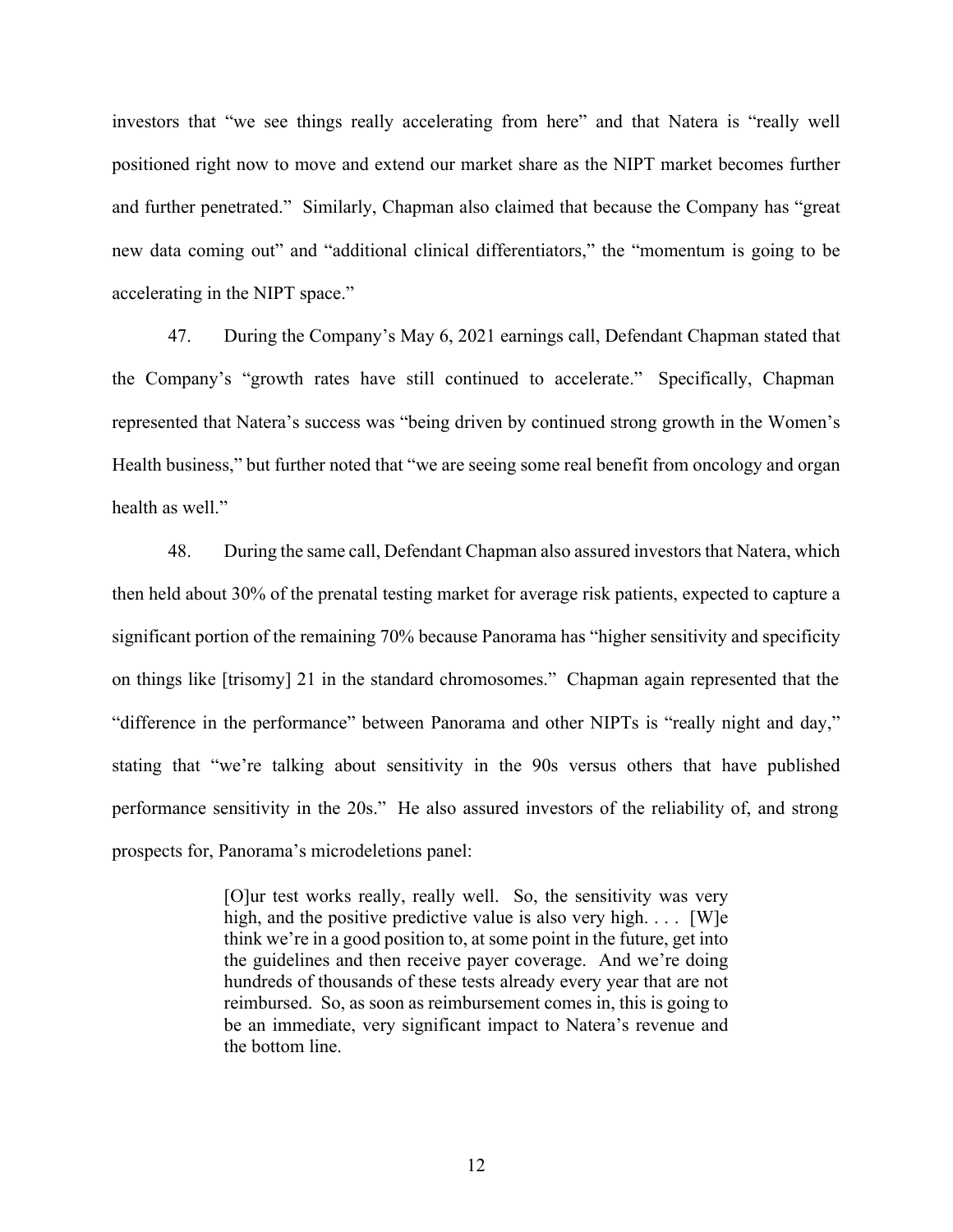investors that "we see things really accelerating from here" and that Natera is "really well positioned right now to move and extend our market share as the NIPT market becomes further and further penetrated." Similarly, Chapman also claimed that because the Company has "great new data coming out" and "additional clinical differentiators," the "momentum is going to be accelerating in the NIPT space."

47. During the Company's May 6, 2021 earnings call, Defendant Chapman stated that the Company's "growth rates have still continued to accelerate." Specifically, Chapman represented that Natera's success was "being driven by continued strong growth in the Women's Health business," but further noted that "we are seeing some real benefit from oncology and organ health as well."

48. During the same call, Defendant Chapman also assured investors that Natera, which then held about 30% of the prenatal testing market for average risk patients, expected to capture a significant portion of the remaining 70% because Panorama has "higher sensitivity and specificity on things like [trisomy] 21 in the standard chromosomes." Chapman again represented that the "difference in the performance" between Panorama and other NIPTs is "really night and day," stating that "we're talking about sensitivity in the 90s versus others that have published performance sensitivity in the 20s." He also assured investors of the reliability of, and strong prospects for, Panorama's microdeletions panel:

> [O]ur test works really, really well. So, the sensitivity was very high, and the positive predictive value is also very high. . . . [W]e think we're in a good position to, at some point in the future, get into the guidelines and then receive payer coverage. And we're doing hundreds of thousands of these tests already every year that are not reimbursed. So, as soon as reimbursement comes in, this is going to be an immediate, very significant impact to Natera's revenue and the bottom line.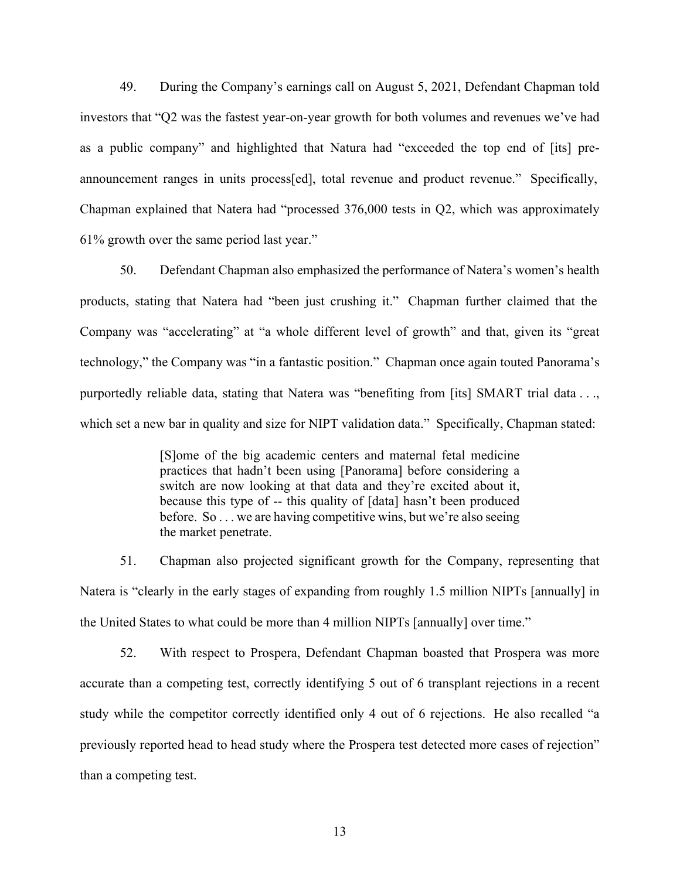49. During the Company's earnings call on August 5, 2021, Defendant Chapman told investors that "Q2 was the fastest year-on-year growth for both volumes and revenues we've had as a public company" and highlighted that Natura had "exceeded the top end of [its] pre-announcement ranges in units process[ed], total revenue and product revenue." Specifically, Chapman explained that Natera had "processed 376,000 tests in Q2, which was approximately 61% growth over the same period last year."

50. Defendant Chapman also emphasized the performance of Natera's women's health products, stating that Natera had "been just crushing it." Chapman further claimed that the Company was "accelerating" at "a whole different level of growth" and that, given its "great technology," the Company was "in a fantastic position." Chapman once again touted Panorama's purportedly reliable data, stating that Natera was "benefiting from [its] SMART trial data . . ., which set a new bar in quality and size for NIPT validation data." Specifically, Chapman stated:

> [S]ome of the big academic centers and maternal fetal medicine practices that hadn't been using [Panorama] before considering a switch are now looking at that data and they're excited about it, because this type of -- this quality of [data] hasn't been produced before. So . . . we are having competitive wins, but we're also seeing the market penetrate.

51. Chapman also projected significant growth for the Company, representing that Natera is "clearly in the early stages of expanding from roughly 1.5 million NIPTs [annually] in the United States to what could be more than 4 million NIPTs [annually] over time."

52. With respect to Prospera, Defendant Chapman boasted that Prospera was more accurate than a competing test, correctly identifying 5 out of 6 transplant rejections in a recent study while the competitor correctly identified only 4 out of 6 rejections. He also recalled "a previously reported head to head study where the Prospera test detected more cases of rejection" than a competing test.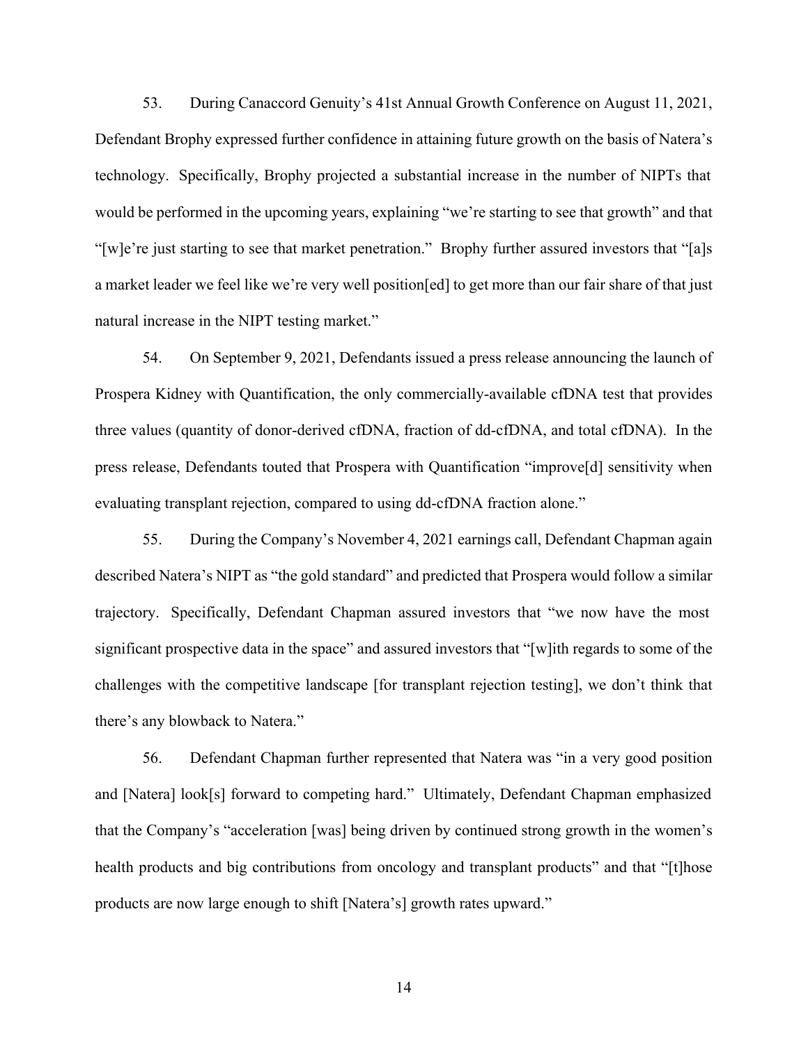53. During Canaccord Genuity's 41st Annual Growth Conference on August 11, 2021, Defendant Brophy expressed further confidence in attaining future growth on the basis of Natera's technology. Specifically, Brophy projected a substantial increase in the number of NIPTs that would be performed in the upcoming years, explaining "we're starting to see that growth" and that "[w]e're just starting to see that market penetration." Brophy further assured investors that "[a]s a market leader we feel like we're very well position[ed] to get more than our fair share of that just natural increase in the NIPT testing market."

54. On September 9, 2021, Defendants issued a press release announcing the launch of Prospera Kidney with Quantification, the only commercially-available cfDNA test that provides three values (quantity of donor-derived cfDNA, fraction of dd-cfDNA, and total cfDNA). In the press release, Defendants touted that Prospera with Quantification "improve[d] sensitivity when evaluating transplant rejection, compared to using dd-cfDNA fraction alone."

55. During the Company's November 4, 2021 earnings call, Defendant Chapman again described Natera's NIPT as "the gold standard" and predicted that Prospera would follow a similar trajectory. Specifically, Defendant Chapman assured investors that "we now have the most significant prospective data in the space" and assured investors that "[w]ith regards to some of the challenges with the competitive landscape [for transplant rejection testing], we don't think that there's any blowback to Natera."

56. Defendant Chapman further represented that Natera was "in a very good position and [Natera] look[s] forward to competing hard." Ultimately, Defendant Chapman emphasized that the Company's "acceleration [was] being driven by continued strong growth in the women's health products and big contributions from oncology and transplant products" and that "[t]hose products are now large enough to shift [Natera's] growth rates upward."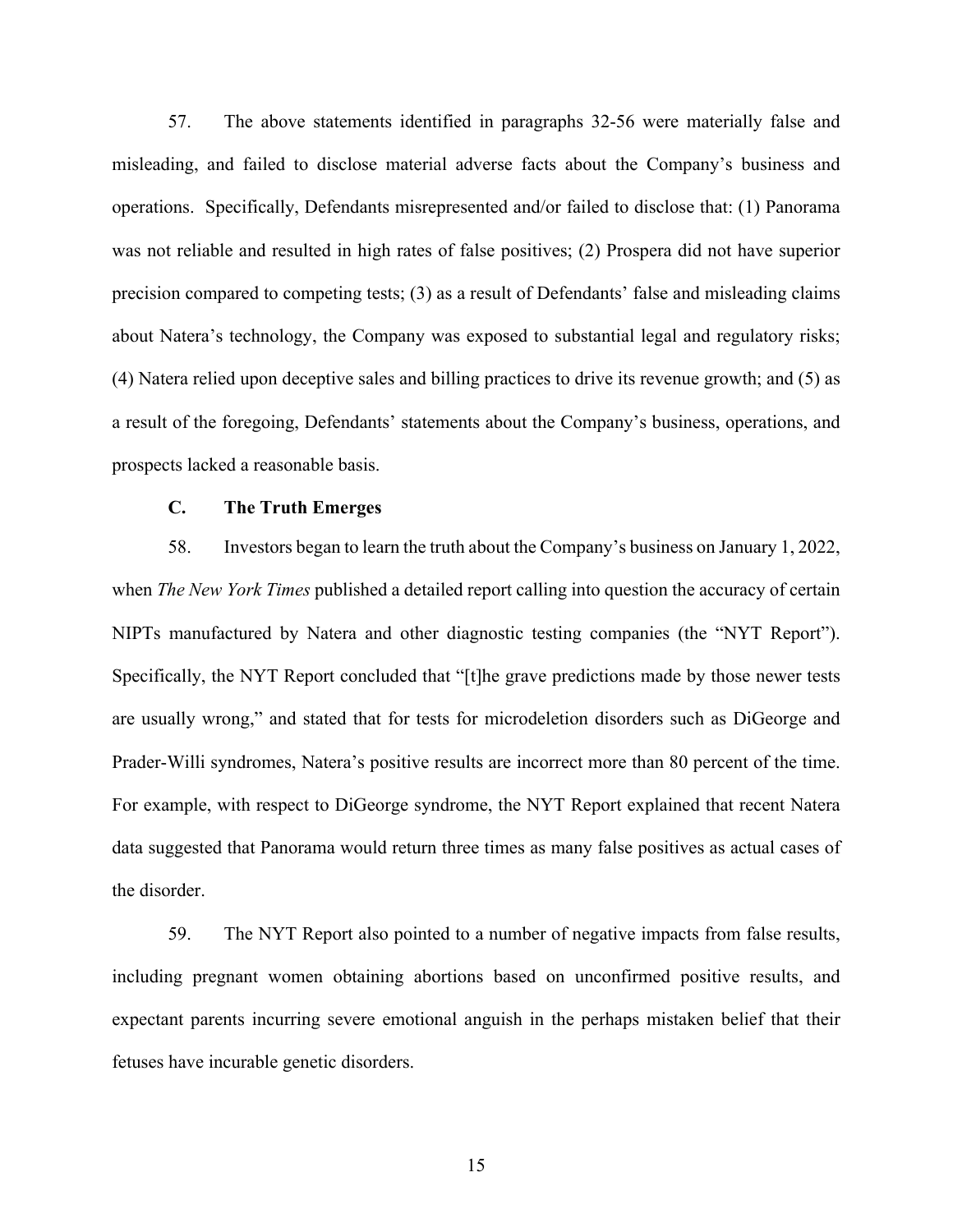57. The above statements identified in paragraphs 32-56 were materially false and misleading, and failed to disclose material adverse facts about the Company's business and operations. Specifically, Defendants misrepresented and/or failed to disclose that: (1) Panorama was not reliable and resulted in high rates of false positives; (2) Prospera did not have superior precision compared to competing tests; (3) as a result of Defendants' false and misleading claims about Natera's technology, the Company was exposed to substantial legal and regulatory risks; (4) Natera relied upon deceptive sales and billing practices to drive its revenue growth; and (5) as a result of the foregoing, Defendants' statements about the Company's business, operations, and prospects lacked a reasonable basis.

### C. The Truth Emerges

58. Investors began to learn the truth about the Company's business on January 1, 2022, when *The New York Times* published a detailed report calling into question the accuracy of certain NIPTs manufactured by Natera and other diagnostic testing companies (the "NYT Report"). Specifically, the NYT Report concluded that "[t]he grave predictions made by those newer tests are usually wrong," and stated that for tests for microdeletion disorders such as DiGeorge and Prader-Willi syndromes, Natera's positive results are incorrect more than 80 percent of the time. For example, with respect to DiGeorge syndrome, the NYT Report explained that recent Natera data suggested that Panorama would return three times as many false positives as actual cases of the disorder.

59. The NYT Report also pointed to a number of negative impacts from false results, including pregnant women obtaining abortions based on unconfirmed positive results, and expectant parents incurring severe emotional anguish in the perhaps mistaken belief that their fetuses have incurable genetic disorders.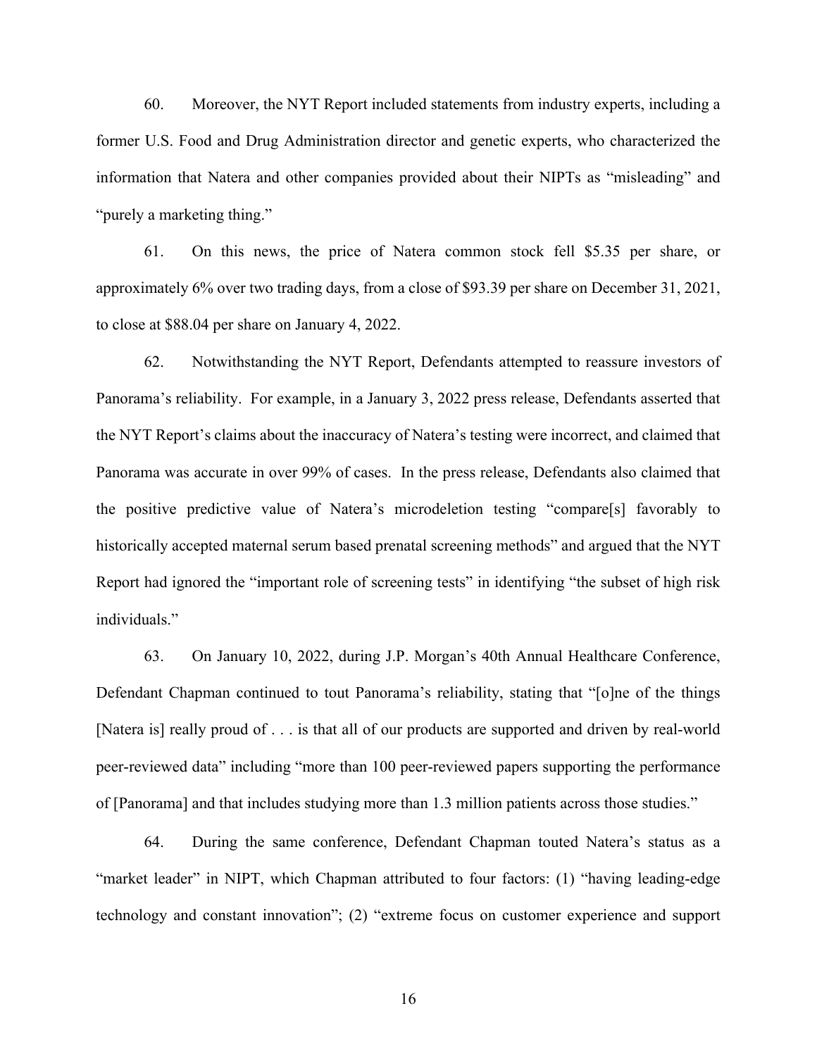60. Moreover, the NYT Report included statements from industry experts, including a former U.S. Food and Drug Administration director and genetic experts, who characterized the information that Natera and other companies provided about their NIPTs as "misleading" and "purely a marketing thing."

61. On this news, the price of Natera common stock fell $5.35 per share, or approximately 6% over two trading days, from a close of $93.39 per share on December 31, 2021, to close at $88.04 per share on January 4, 2022.

62. Notwithstanding the NYT Report, Defendants attempted to reassure investors of Panorama's reliability. For example, in a January 3, 2022 press release, Defendants asserted that the NYT Report's claims about the inaccuracy of Natera's testing were incorrect, and claimed that Panorama was accurate in over 99% of cases. In the press release, Defendants also claimed that the positive predictive value of Natera's microdeletion testing "compare[s] favorably to historically accepted maternal serum based prenatal screening methods" and argued that the NYT Report had ignored the "important role of screening tests" in identifying "the subset of high risk individuals."

63. On January 10, 2022, during J.P. Morgan's 40th Annual Healthcare Conference, Defendant Chapman continued to tout Panorama's reliability, stating that "[o]ne of the things [Natera is] really proud of . . . is that all of our products are supported and driven by real-world peer-reviewed data" including "more than 100 peer-reviewed papers supporting the performance of [Panorama] and that includes studying more than 1.3 million patients across those studies."

64. During the same conference, Defendant Chapman touted Natera's status as a "market leader" in NIPT, which Chapman attributed to four factors: (1) "having leading-edge technology and constant innovation"; (2) "extreme focus on customer experience and support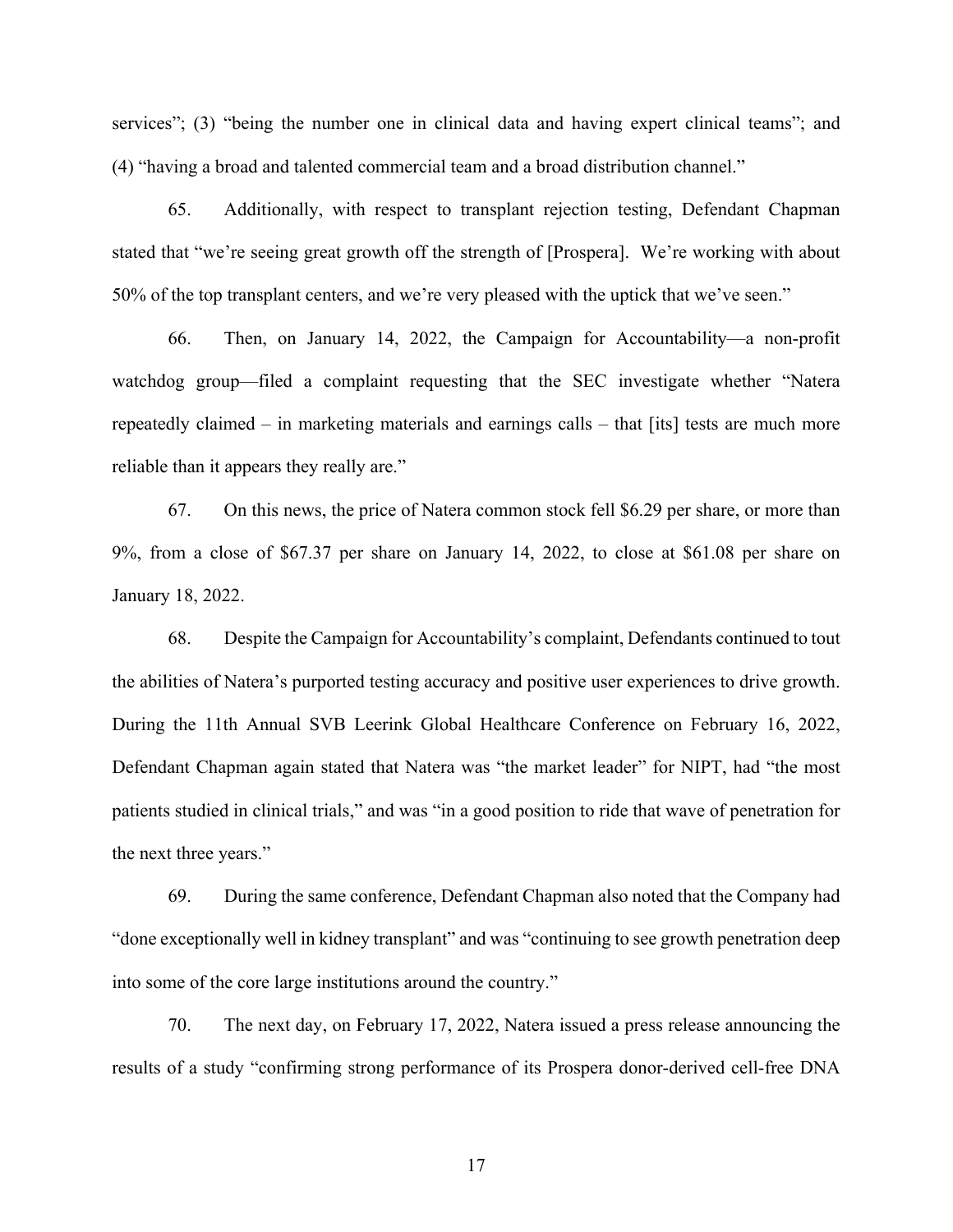services"; (3) "being the number one in clinical data and having expert clinical teams"; and (4) "having a broad and talented commercial team and a broad distribution channel."

65. Additionally, with respect to transplant rejection testing, Defendant Chapman stated that "we're seeing great growth off the strength of [Prospera]. We're working with about 50% of the top transplant centers, and we're very pleased with the uptick that we've seen."

66. Then, on January 14, 2022, the Campaign for Accountability—a non-profit watchdog group—filed a complaint requesting that the SEC investigate whether "Natera repeatedly claimed – in marketing materials and earnings calls – that [its] tests are much more reliable than it appears they really are."

67. On this news, the price of Natera common stock fell $6.29 per share, or more than 9%, from a close of $67.37 per share on January 14, 2022, to close at $61.08 per share on January 18, 2022.

68. Despite the Campaign for Accountability's complaint, Defendants continued to tout the abilities of Natera's purported testing accuracy and positive user experiences to drive growth. During the 11th Annual SVB Leerink Global Healthcare Conference on February 16, 2022, Defendant Chapman again stated that Natera was "the market leader" for NIPT, had "the most patients studied in clinical trials," and was "in a good position to ride that wave of penetration for the next three years."

69. During the same conference, Defendant Chapman also noted that the Company had "done exceptionally well in kidney transplant" and was "continuing to see growth penetration deep into some of the core large institutions around the country."

70. The next day, on February 17, 2022, Natera issued a press release announcing the results of a study "confirming strong performance of its Prospera donor-derived cell-free DNA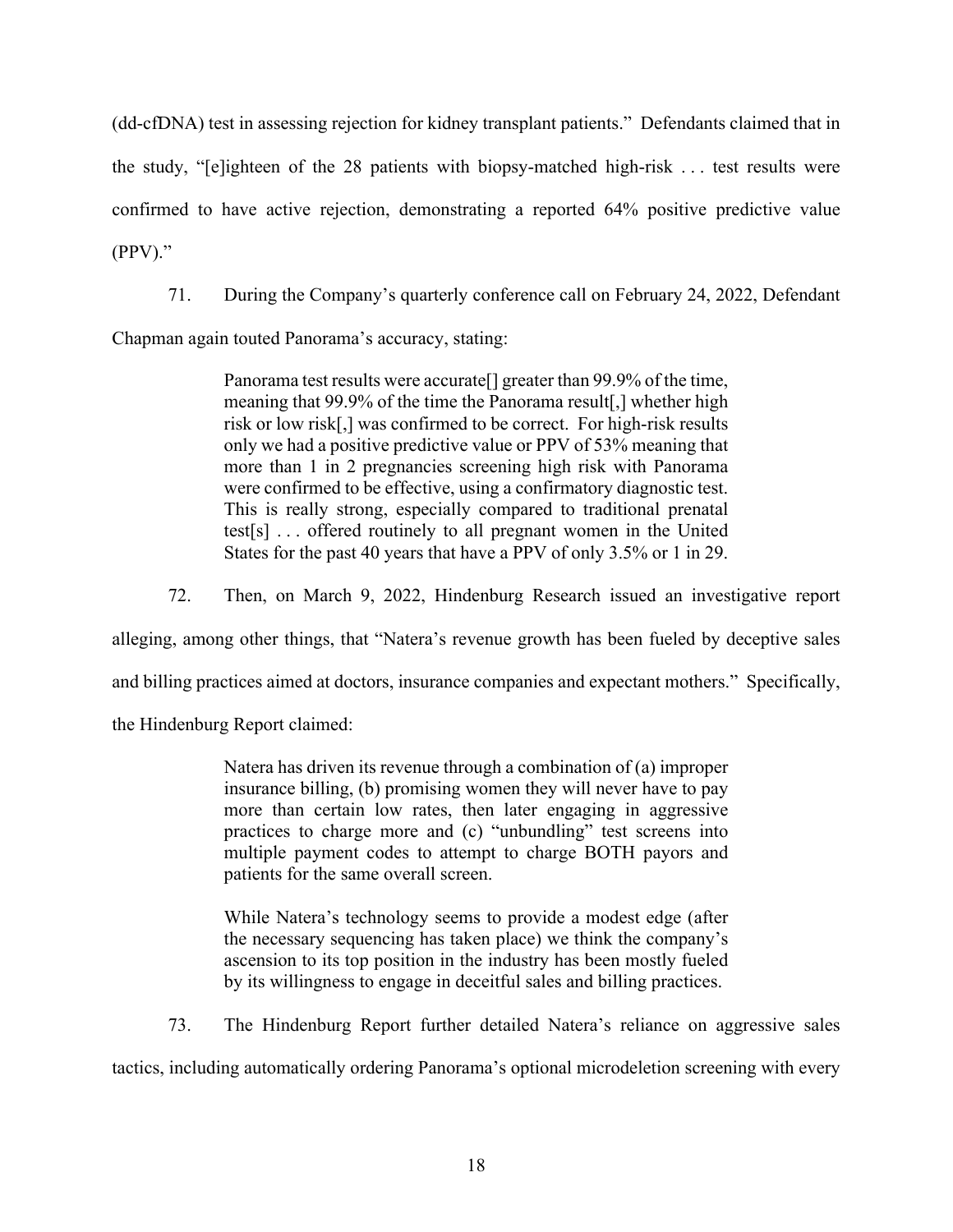(dd-cfDNA) test in assessing rejection for kidney transplant patients." Defendants claimed that in the study, "[e]ighteen of the 28 patients with biopsy-matched high-risk . . . test results were confirmed to have active rejection, demonstrating a reported 64% positive predictive value (PPV)."

71. During the Company's quarterly conference call on February 24, 2022, Defendant Chapman again touted Panorama's accuracy, stating:

> Panorama test results were accurate[] greater than 99.9% of the time, meaning that 99.9% of the time the Panorama result[,] whether high risk or low risk[,] was confirmed to be correct. For high-risk results only we had a positive predictive value or PPV of 53% meaning that more than 1 in 2 pregnancies screening high risk with Panorama were confirmed to be effective, using a confirmatory diagnostic test. This is really strong, especially compared to traditional prenatal test[s] . . . offered routinely to all pregnant women in the United States for the past 40 years that have a PPV of only 3.5% or 1 in 29.

72. Then, on March 9, 2022, Hindenburg Research issued an investigative report alleging, among other things, that "Natera's revenue growth has been fueled by deceptive sales and billing practices aimed at doctors, insurance companies and expectant mothers." Specifically, the Hindenburg Report claimed:

> Natera has driven its revenue through a combination of (a) improper insurance billing, (b) promising women they will never have to pay more than certain low rates, then later engaging in aggressive practices to charge more and (c) "unbundling" test screens into multiple payment codes to attempt to charge BOTH payors and patients for the same overall screen.
>
> While Natera's technology seems to provide a modest edge (after the necessary sequencing has taken place) we think the company's ascension to its top position in the industry has been mostly fueled by its willingness to engage in deceitful sales and billing practices.

73. The Hindenburg Report further detailed Natera's reliance on aggressive sales tactics, including automatically ordering Panorama's optional microdeletion screening with every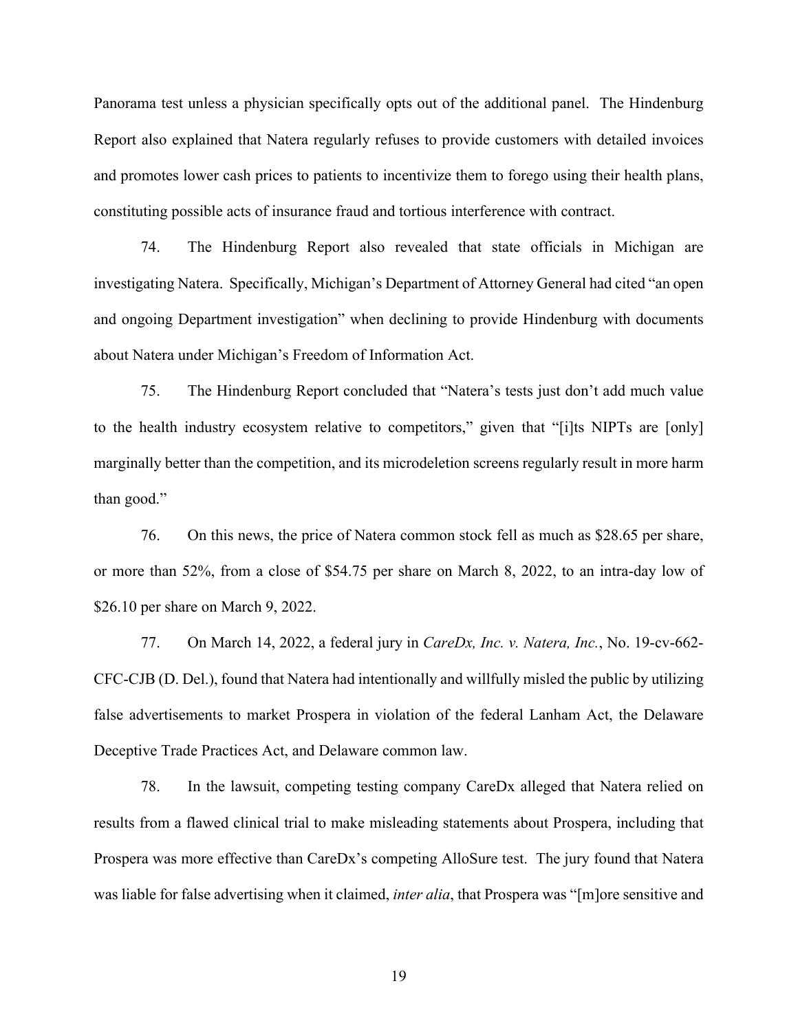Panorama test unless a physician specifically opts out of the additional panel. The Hindenburg Report also explained that Natera regularly refuses to provide customers with detailed invoices and promotes lower cash prices to patients to incentivize them to forego using their health plans, constituting possible acts of insurance fraud and tortious interference with contract.

74. The Hindenburg Report also revealed that state officials in Michigan are investigating Natera. Specifically, Michigan's Department of Attorney General had cited "an open and ongoing Department investigation" when declining to provide Hindenburg with documents about Natera under Michigan's Freedom of Information Act.

75. The Hindenburg Report concluded that "Natera's tests just don't add much value to the health industry ecosystem relative to competitors," given that "[i]ts NIPTs are [only] marginally better than the competition, and its microdeletion screens regularly result in more harm than good."

76. On this news, the price of Natera common stock fell as much as $28.65 per share, or more than 52%, from a close of $54.75 per share on March 8, 2022, to an intra-day low of $26.10 per share on March 9, 2022.

77. On March 14, 2022, a federal jury in *CareDx, Inc. v. Natera, Inc.*, No. 19-cv-662-CFC-CJB (D. Del.), found that Natera had intentionally and willfully misled the public by utilizing false advertisements to market Prospera in violation of the federal Lanham Act, the Delaware Deceptive Trade Practices Act, and Delaware common law.

78. In the lawsuit, competing testing company CareDx alleged that Natera relied on results from a flawed clinical trial to make misleading statements about Prospera, including that Prospera was more effective than CareDx's competing AlloSure test. The jury found that Natera was liable for false advertising when it claimed, *inter alia*, that Prospera was "[m]ore sensitive and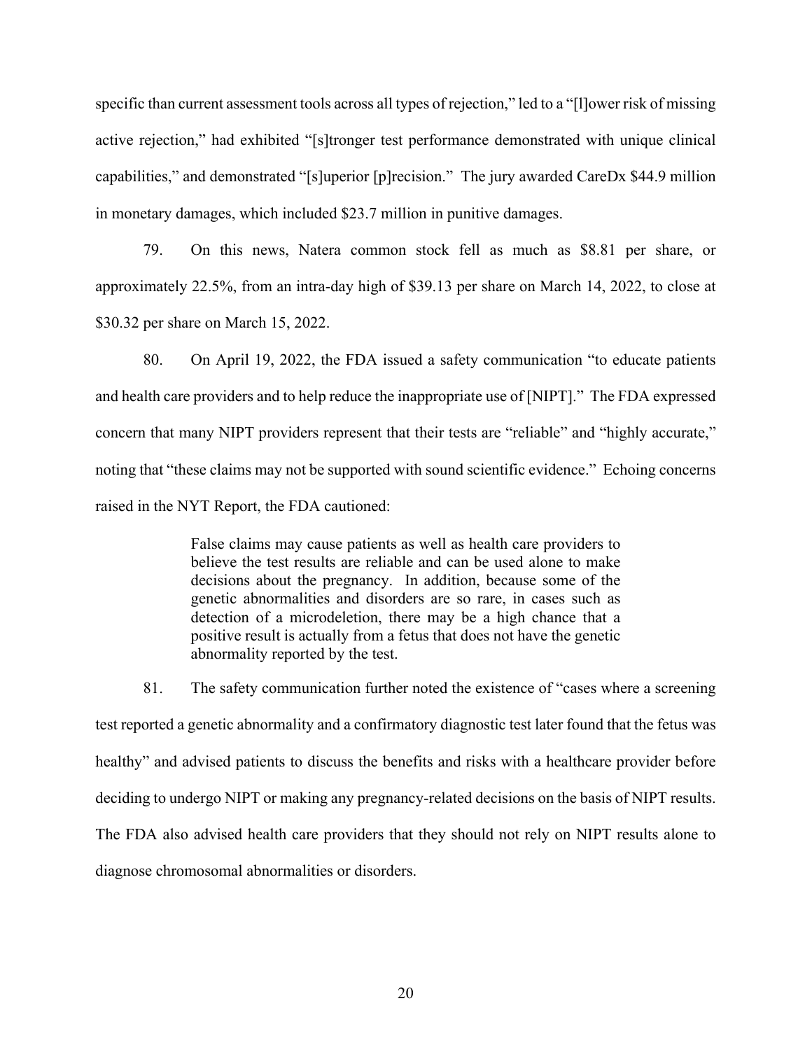specific than current assessment tools across all types of rejection," led to a "[l]ower risk of missing active rejection," had exhibited "[s]tronger test performance demonstrated with unique clinical capabilities," and demonstrated "[s]uperior [p]recision." The jury awarded CareDx $44.9 million in monetary damages, which included $23.7 million in punitive damages.

79. On this news, Natera common stock fell as much as $8.81 per share, or approximately 22.5%, from an intra-day high of $39.13 per share on March 14, 2022, to close at $30.32 per share on March 15, 2022.

80. On April 19, 2022, the FDA issued a safety communication "to educate patients and health care providers and to help reduce the inappropriate use of [NIPT]." The FDA expressed concern that many NIPT providers represent that their tests are "reliable" and "highly accurate," noting that "these claims may not be supported with sound scientific evidence." Echoing concerns raised in the NYT Report, the FDA cautioned:

> False claims may cause patients as well as health care providers to believe the test results are reliable and can be used alone to make decisions about the pregnancy. In addition, because some of the genetic abnormalities and disorders are so rare, in cases such as detection of a microdeletion, there may be a high chance that a positive result is actually from a fetus that does not have the genetic abnormality reported by the test.

81. The safety communication further noted the existence of "cases where a screening test reported a genetic abnormality and a confirmatory diagnostic test later found that the fetus was healthy" and advised patients to discuss the benefits and risks with a healthcare provider before deciding to undergo NIPT or making any pregnancy-related decisions on the basis of NIPT results. The FDA also advised health care providers that they should not rely on NIPT results alone to diagnose chromosomal abnormalities or disorders.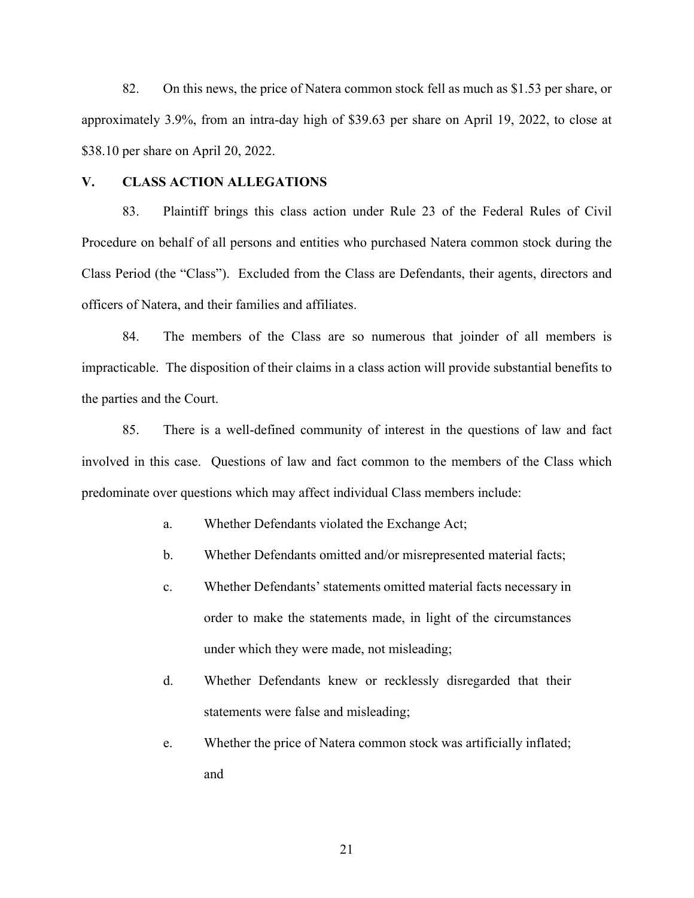82. On this news, the price of Natera common stock fell as much as $1.53 per share, or approximately 3.9%, from an intra-day high of $39.63 per share on April 19, 2022, to close at $38.10 per share on April 20, 2022.

## V. CLASS ACTION ALLEGATIONS

83. Plaintiff brings this class action under Rule 23 of the Federal Rules of Civil Procedure on behalf of all persons and entities who purchased Natera common stock during the Class Period (the "Class"). Excluded from the Class are Defendants, their agents, directors and officers of Natera, and their families and affiliates.

84. The members of the Class are so numerous that joinder of all members is impracticable. The disposition of their claims in a class action will provide substantial benefits to the parties and the Court.

85. There is a well-defined community of interest in the questions of law and fact involved in this case. Questions of law and fact common to the members of the Class which predominate over questions which may affect individual Class members include:

a. Whether Defendants violated the Exchange Act;

b. Whether Defendants omitted and/or misrepresented material facts;

c. Whether Defendants' statements omitted material facts necessary in order to make the statements made, in light of the circumstances under which they were made, not misleading;

d. Whether Defendants knew or recklessly disregarded that their statements were false and misleading;

e. Whether the price of Natera common stock was artificially inflated; and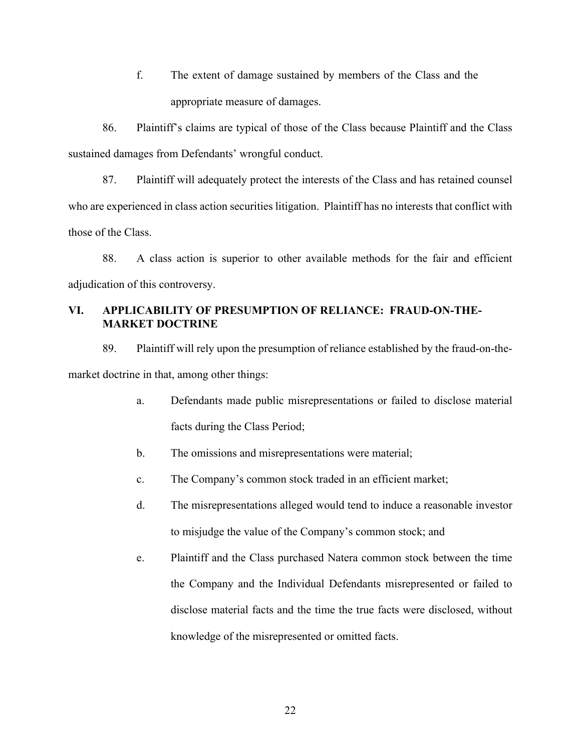f. The extent of damage sustained by members of the Class and the appropriate measure of damages.

86. Plaintiff's claims are typical of those of the Class because Plaintiff and the Class sustained damages from Defendants' wrongful conduct.

87. Plaintiff will adequately protect the interests of the Class and has retained counsel who are experienced in class action securities litigation. Plaintiff has no interests that conflict with those of the Class.

88. A class action is superior to other available methods for the fair and efficient adjudication of this controversy.

## VI. APPLICABILITY OF PRESUMPTION OF RELIANCE: FRAUD-ON-THE-MARKET DOCTRINE

89. Plaintiff will rely upon the presumption of reliance established by the fraud-on-the-market doctrine in that, among other things:

a. Defendants made public misrepresentations or failed to disclose material facts during the Class Period;

b. The omissions and misrepresentations were material;

c. The Company's common stock traded in an efficient market;

d. The misrepresentations alleged would tend to induce a reasonable investor to misjudge the value of the Company's common stock; and

e. Plaintiff and the Class purchased Natera common stock between the time the Company and the Individual Defendants misrepresented or failed to disclose material facts and the time the true facts were disclosed, without knowledge of the misrepresented or omitted facts.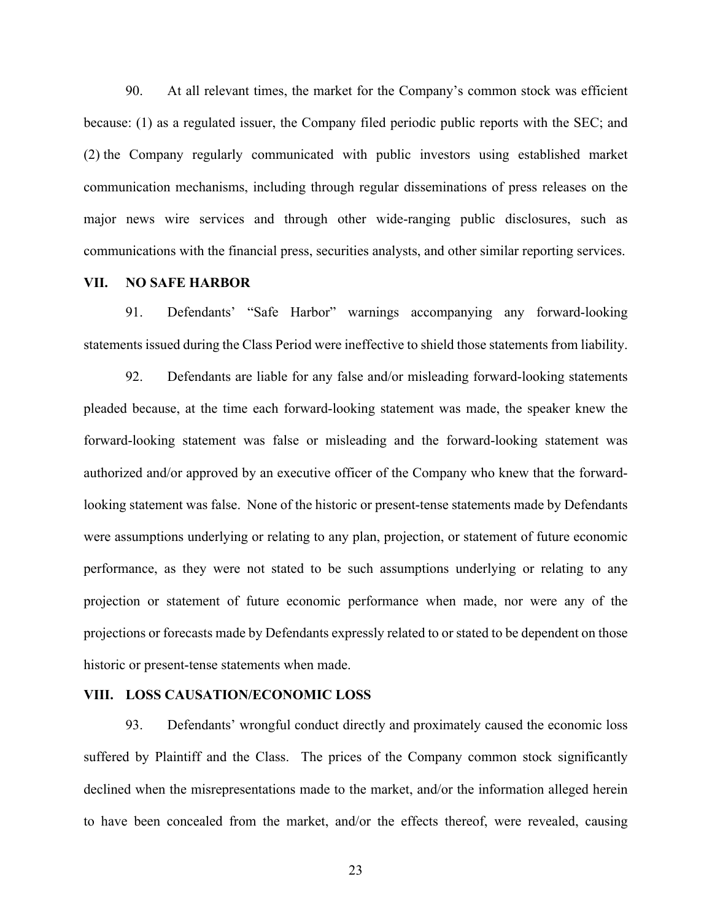90. At all relevant times, the market for the Company's common stock was efficient because: (1) as a regulated issuer, the Company filed periodic public reports with the SEC; and (2) the Company regularly communicated with public investors using established market communication mechanisms, including through regular disseminations of press releases on the major news wire services and through other wide-ranging public disclosures, such as communications with the financial press, securities analysts, and other similar reporting services.

## VII. NO SAFE HARBOR

91. Defendants' "Safe Harbor" warnings accompanying any forward-looking statements issued during the Class Period were ineffective to shield those statements from liability.

92. Defendants are liable for any false and/or misleading forward-looking statements pleaded because, at the time each forward-looking statement was made, the speaker knew the forward-looking statement was false or misleading and the forward-looking statement was authorized and/or approved by an executive officer of the Company who knew that the forward-looking statement was false. None of the historic or present-tense statements made by Defendants were assumptions underlying or relating to any plan, projection, or statement of future economic performance, as they were not stated to be such assumptions underlying or relating to any projection or statement of future economic performance when made, nor were any of the projections or forecasts made by Defendants expressly related to or stated to be dependent on those historic or present-tense statements when made.

## VIII. LOSS CAUSATION/ECONOMIC LOSS

93. Defendants' wrongful conduct directly and proximately caused the economic loss suffered by Plaintiff and the Class. The prices of the Company common stock significantly declined when the misrepresentations made to the market, and/or the information alleged herein to have been concealed from the market, and/or the effects thereof, were revealed, causing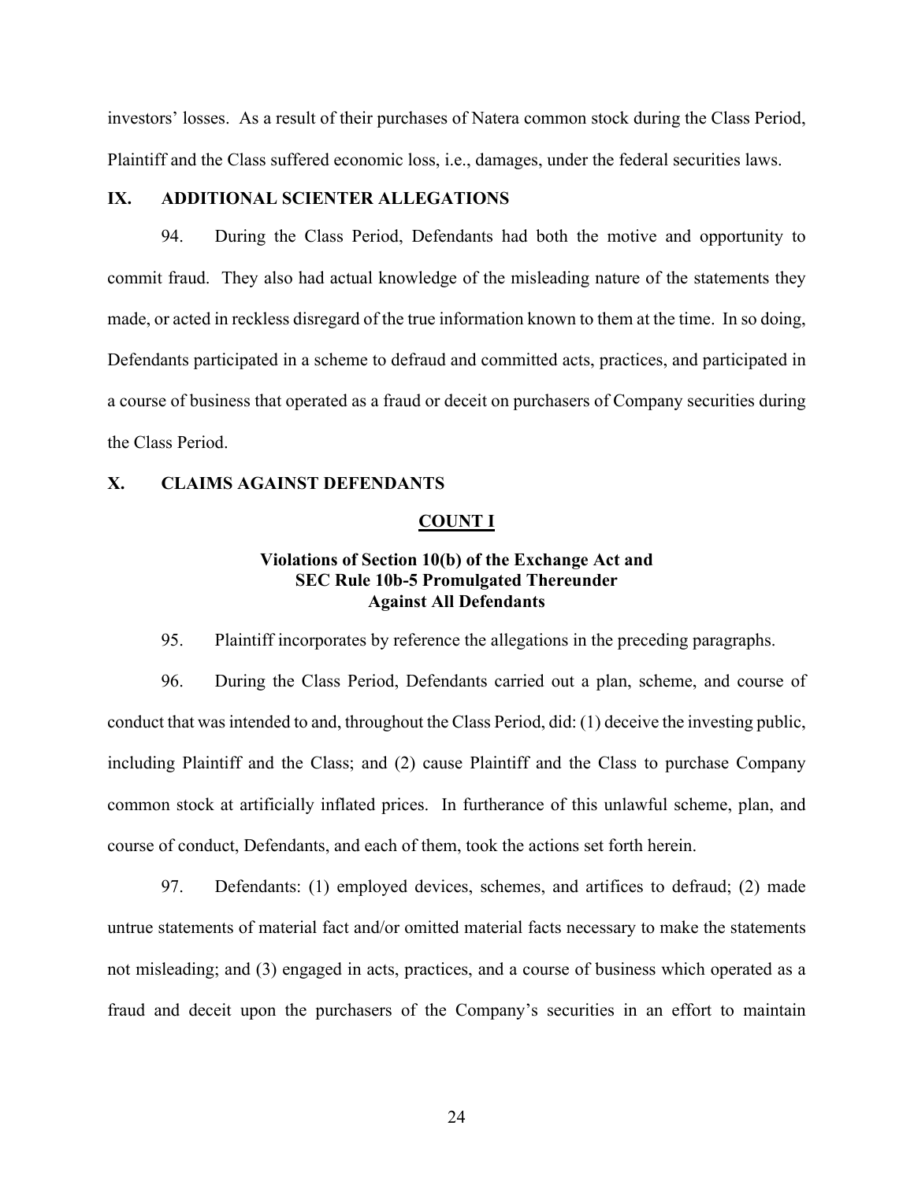investors' losses. As a result of their purchases of Natera common stock during the Class Period, Plaintiff and the Class suffered economic loss, i.e., damages, under the federal securities laws.

## IX. ADDITIONAL SCIENTER ALLEGATIONS

94. During the Class Period, Defendants had both the motive and opportunity to commit fraud. They also had actual knowledge of the misleading nature of the statements they made, or acted in reckless disregard of the true information known to them at the time. In so doing, Defendants participated in a scheme to defraud and committed acts, practices, and participated in a course of business that operated as a fraud or deceit on purchasers of Company securities during the Class Period.

## X. CLAIMS AGAINST DEFENDANTS

### COUNT I

**Violations of Section 10(b) of the Exchange Act and SEC Rule 10b-5 Promulgated Thereunder Against All Defendants**

95. Plaintiff incorporates by reference the allegations in the preceding paragraphs.

96. During the Class Period, Defendants carried out a plan, scheme, and course of conduct that was intended to and, throughout the Class Period, did: (1) deceive the investing public, including Plaintiff and the Class; and (2) cause Plaintiff and the Class to purchase Company common stock at artificially inflated prices. In furtherance of this unlawful scheme, plan, and course of conduct, Defendants, and each of them, took the actions set forth herein.

97. Defendants: (1) employed devices, schemes, and artifices to defraud; (2) made untrue statements of material fact and/or omitted material facts necessary to make the statements not misleading; and (3) engaged in acts, practices, and a course of business which operated as a fraud and deceit upon the purchasers of the Company's securities in an effort to maintain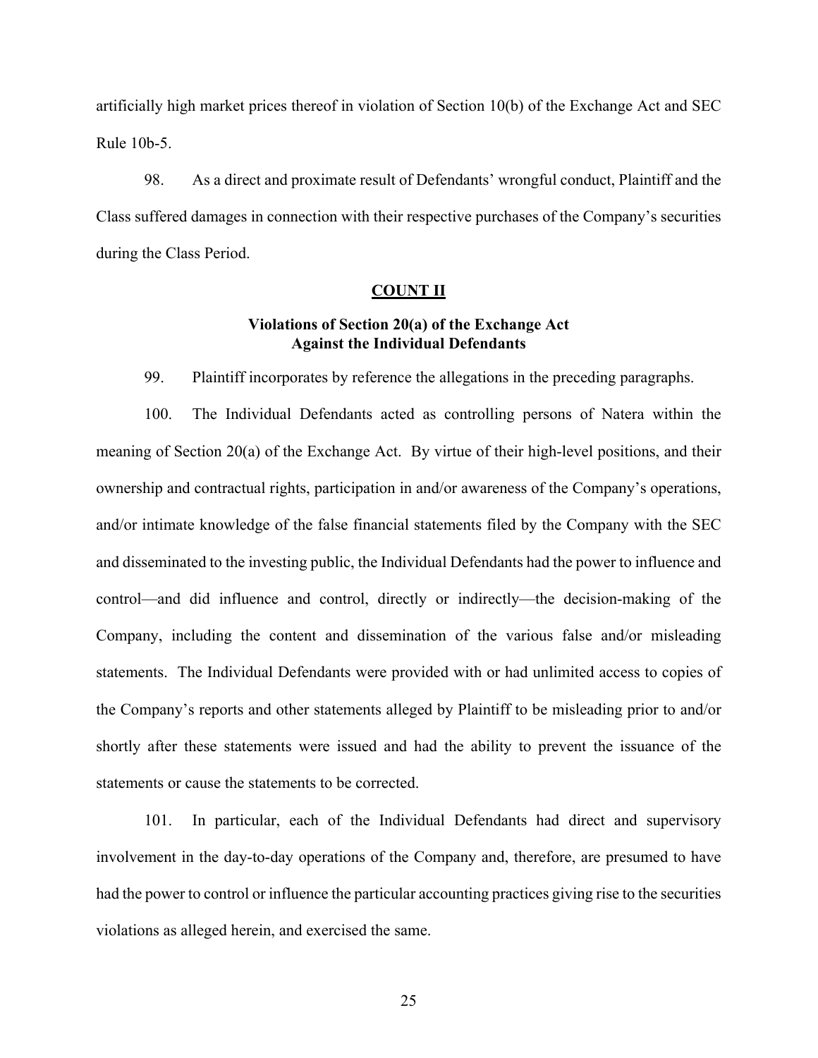artificially high market prices thereof in violation of Section 10(b) of the Exchange Act and SEC Rule 10b-5.

98. As a direct and proximate result of Defendants' wrongful conduct, Plaintiff and the Class suffered damages in connection with their respective purchases of the Company's securities during the Class Period.

## **COUNT II**

### **Violations of Section 20(a) of the Exchange Act Against the Individual Defendants**

99. Plaintiff incorporates by reference the allegations in the preceding paragraphs.

100. The Individual Defendants acted as controlling persons of Natera within the meaning of Section 20(a) of the Exchange Act. By virtue of their high-level positions, and their ownership and contractual rights, participation in and/or awareness of the Company's operations, and/or intimate knowledge of the false financial statements filed by the Company with the SEC and disseminated to the investing public, the Individual Defendants had the power to influence and control—and did influence and control, directly or indirectly—the decision-making of the Company, including the content and dissemination of the various false and/or misleading statements. The Individual Defendants were provided with or had unlimited access to copies of the Company's reports and other statements alleged by Plaintiff to be misleading prior to and/or shortly after these statements were issued and had the ability to prevent the issuance of the statements or cause the statements to be corrected.

101. In particular, each of the Individual Defendants had direct and supervisory involvement in the day-to-day operations of the Company and, therefore, are presumed to have had the power to control or influence the particular accounting practices giving rise to the securities violations as alleged herein, and exercised the same.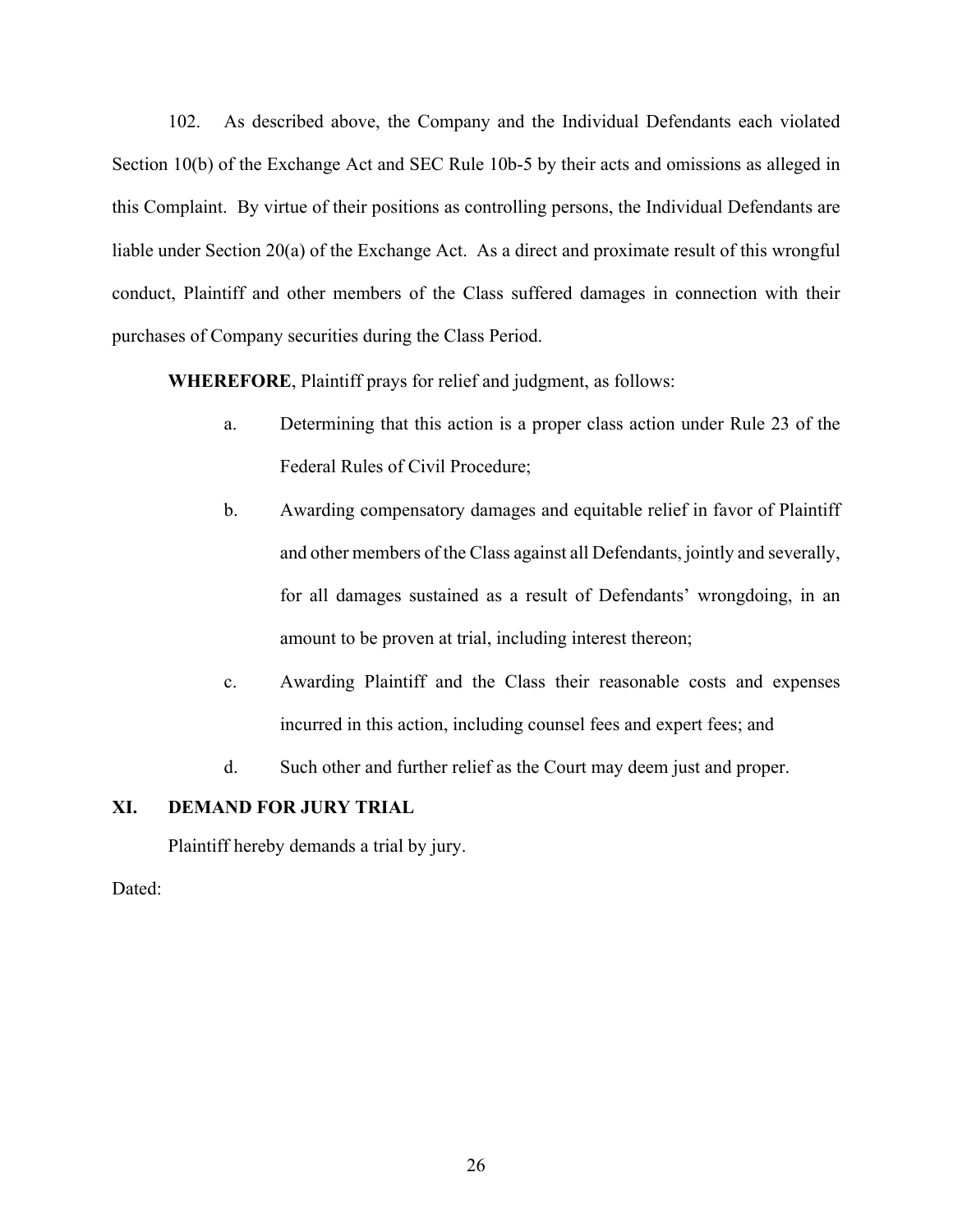102. As described above, the Company and the Individual Defendants each violated Section 10(b) of the Exchange Act and SEC Rule 10b-5 by their acts and omissions as alleged in this Complaint. By virtue of their positions as controlling persons, the Individual Defendants are liable under Section 20(a) of the Exchange Act. As a direct and proximate result of this wrongful conduct, Plaintiff and other members of the Class suffered damages in connection with their purchases of Company securities during the Class Period.

**WHEREFORE**, Plaintiff prays for relief and judgment, as follows:

a. Determining that this action is a proper class action under Rule 23 of the Federal Rules of Civil Procedure;

b. Awarding compensatory damages and equitable relief in favor of Plaintiff and other members of the Class against all Defendants, jointly and severally, for all damages sustained as a result of Defendants' wrongdoing, in an amount to be proven at trial, including interest thereon;

c. Awarding Plaintiff and the Class their reasonable costs and expenses incurred in this action, including counsel fees and expert fees; and

d. Such other and further relief as the Court may deem just and proper.

## XI. DEMAND FOR JURY TRIAL

Plaintiff hereby demands a trial by jury.

Dated: